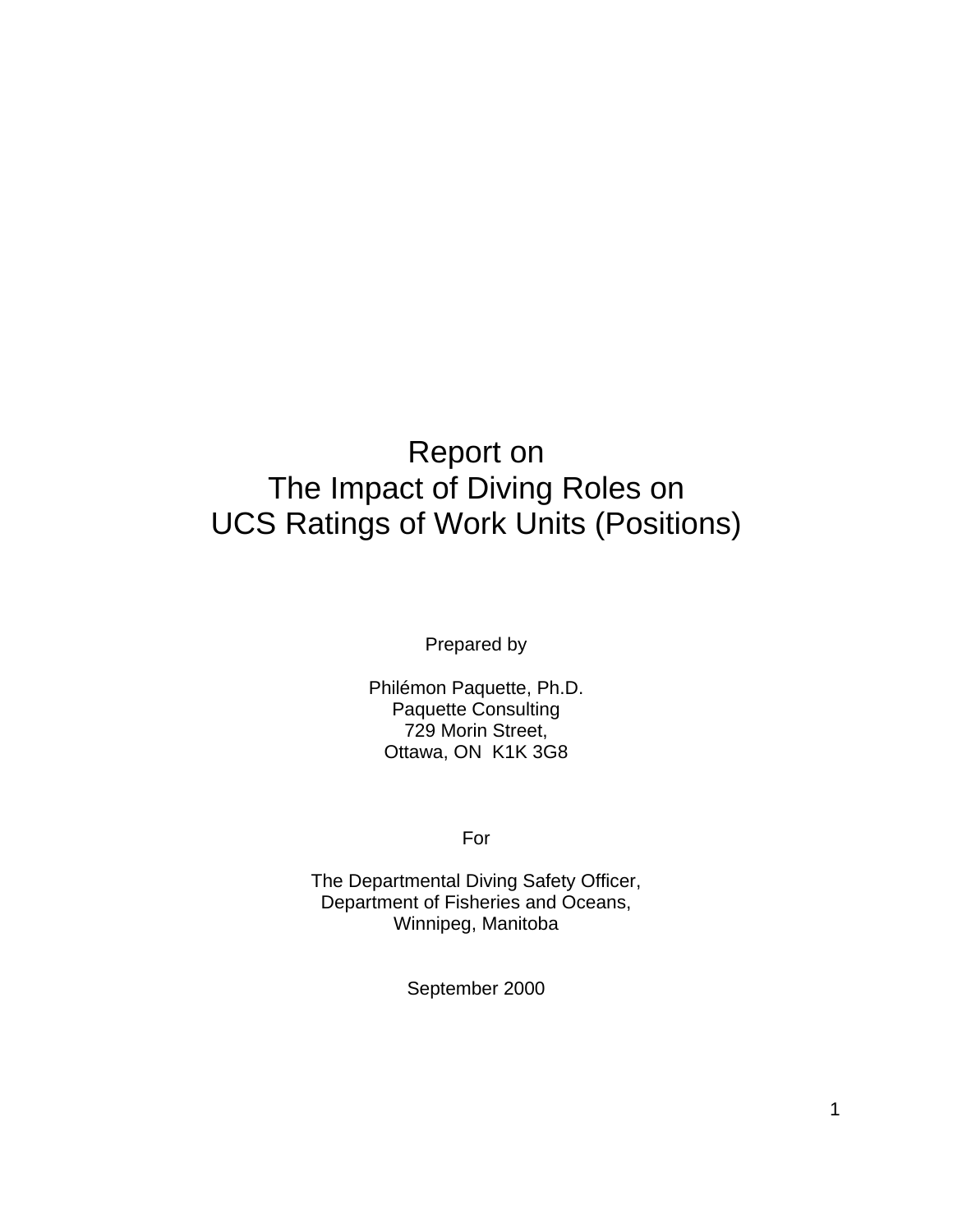# Report on The Impact of Diving Roles on UCS Ratings of Work Units (Positions)

Prepared by

Philémon Paquette, Ph.D.
Paquette Consulting
729 Morin Street,
Ottawa, ON K1K 3G8

For

The Departmental Diving Safety Officer,
Department of Fisheries and Oceans,
Winnipeg, Manitoba

September 2000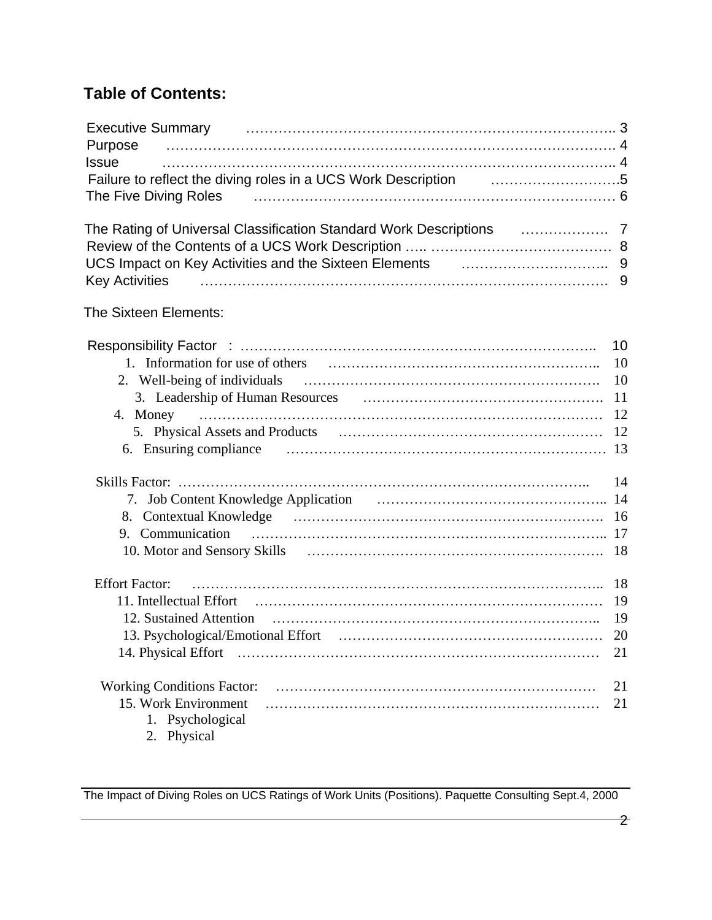## Table of Contents:

Executive Summary ………………………………………………………………….. 3
Purpose ………………………………………………………………………………… 4
Issue ………………………………………………………………………………….. 4
Failure to reflect the diving roles in a UCS Work Description ……………………….5
The Five Diving Roles ………………………………………………………………… 6

The Rating of Universal Classification Standard Work Descriptions ………………. 7
Review of the Contents of a UCS Work Description ….. ………………………………… 8
UCS Impact on Key Activities and the Sixteen Elements ………………………….. 9
Key Activities …………………………………………………………………………. 9

The Sixteen Elements:

Responsibility Factor : ………………………………………………………………….. 10
1. Information for use of others ……………………………………………….. 10
2. Well-being of individuals ……………………………………………………. 10
3. Leadership of Human Resources …………………………………………. 11
4. Money …………………………………………………………………………… 12
5. Physical Assets and Products ……………………………………………… 12
6. Ensuring compliance ………………………………………………………… 13

Skills Factor: ……………………………………………………………………….. 14
7. Job Content Knowledge Application ……………………………………….. 14
8. Contextual Knowledge ………………………………………………………. 16
9. Communication ……………………………………………………………….. 17
10. Motor and Sensory Skills ……………………………………………………. 18

Effort Factor: ……………………………………………………………………….. 18
11. Intellectual Effort ……………………………………………………………… 19
12. Sustained Attention ………………………………………………………….. 19
13. Psychological/Emotional Effort ……………………………………………… 20
14. Physical Effort ………………………………………………………………… 21

Working Conditions Factor: ………………………………………………………… 21
15. Work Environment …………………………………………………………… 21
1. Psychological
2. Physical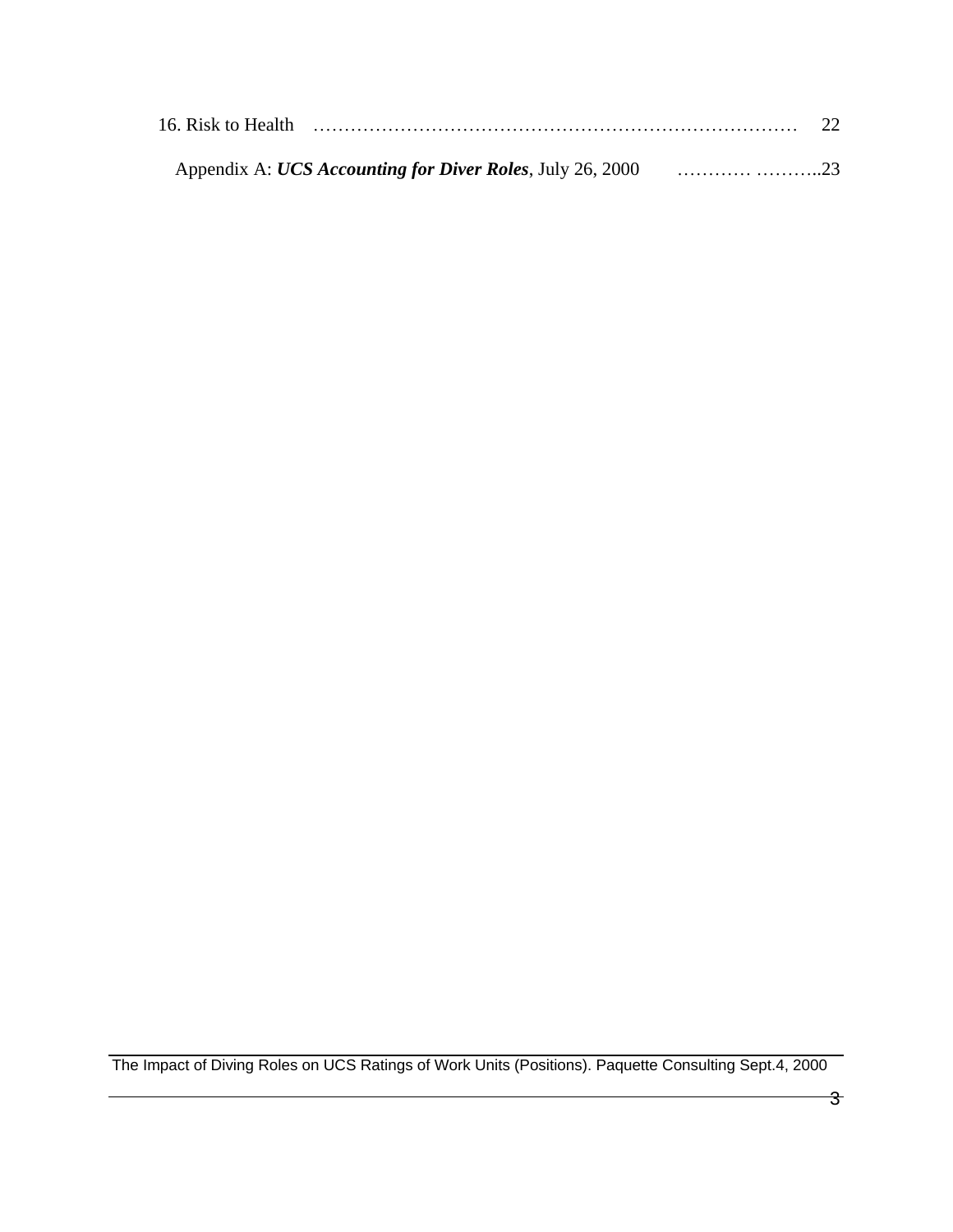16. Risk to Health ………………………………………………………………… 22

Appendix A: ***UCS Accounting for Diver Roles***, July 26, 2000 ………… ………..23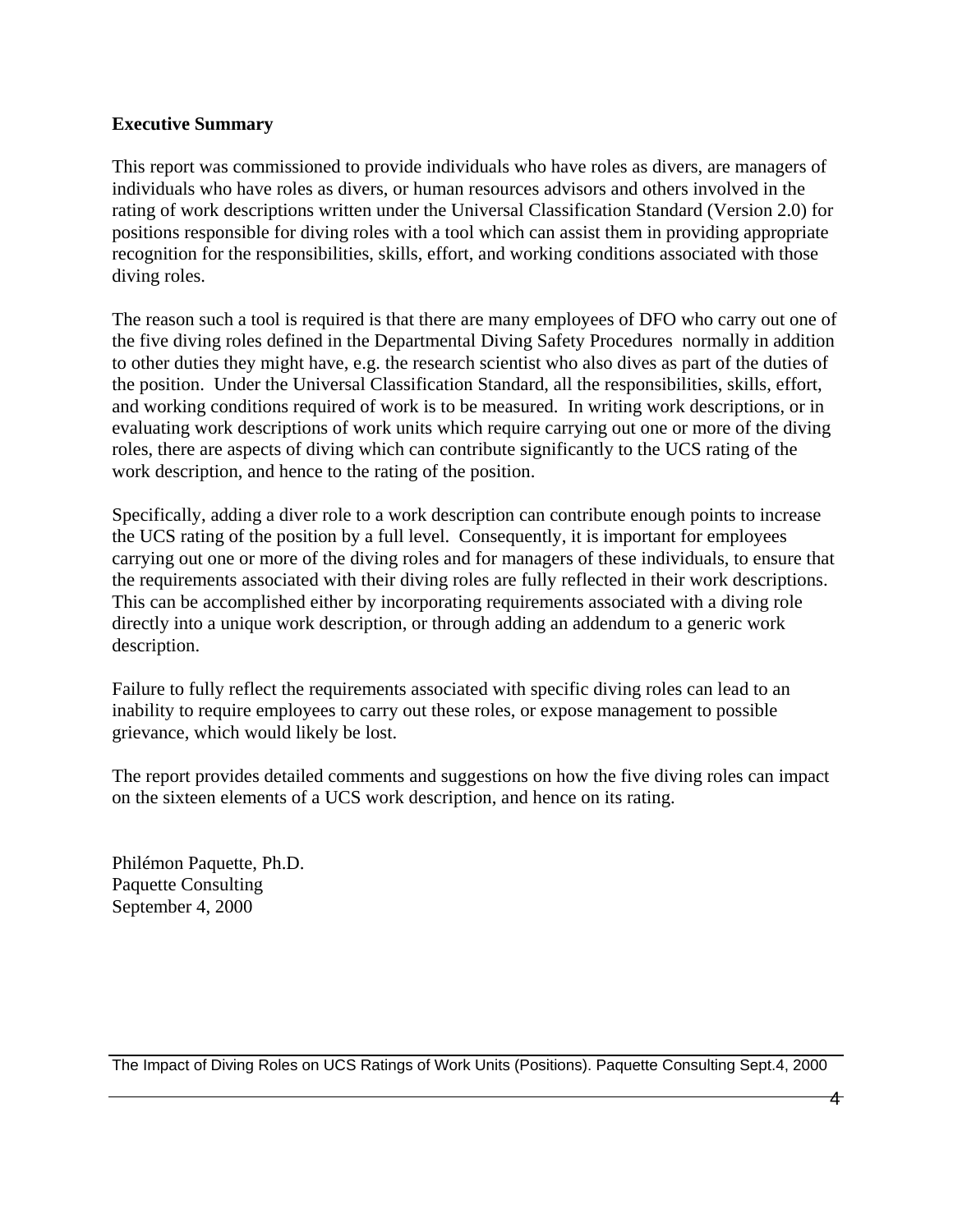## Executive Summary

This report was commissioned to provide individuals who have roles as divers, are managers of individuals who have roles as divers, or human resources advisors and others involved in the rating of work descriptions written under the Universal Classification Standard (Version 2.0) for positions responsible for diving roles with a tool which can assist them in providing appropriate recognition for the responsibilities, skills, effort, and working conditions associated with those diving roles.

The reason such a tool is required is that there are many employees of DFO who carry out one of the five diving roles defined in the Departmental Diving Safety Procedures normally in addition to other duties they might have, e.g. the research scientist who also dives as part of the duties of the position. Under the Universal Classification Standard, all the responsibilities, skills, effort, and working conditions required of work is to be measured. In writing work descriptions, or in evaluating work descriptions of work units which require carrying out one or more of the diving roles, there are aspects of diving which can contribute significantly to the UCS rating of the work description, and hence to the rating of the position.

Specifically, adding a diver role to a work description can contribute enough points to increase the UCS rating of the position by a full level. Consequently, it is important for employees carrying out one or more of the diving roles and for managers of these individuals, to ensure that the requirements associated with their diving roles are fully reflected in their work descriptions. This can be accomplished either by incorporating requirements associated with a diving role directly into a unique work description, or through adding an addendum to a generic work description.

Failure to fully reflect the requirements associated with specific diving roles can lead to an inability to require employees to carry out these roles, or expose management to possible grievance, which would likely be lost.

The report provides detailed comments and suggestions on how the five diving roles can impact on the sixteen elements of a UCS work description, and hence on its rating.

Philémon Paquette, Ph.D.
Paquette Consulting
September 4, 2000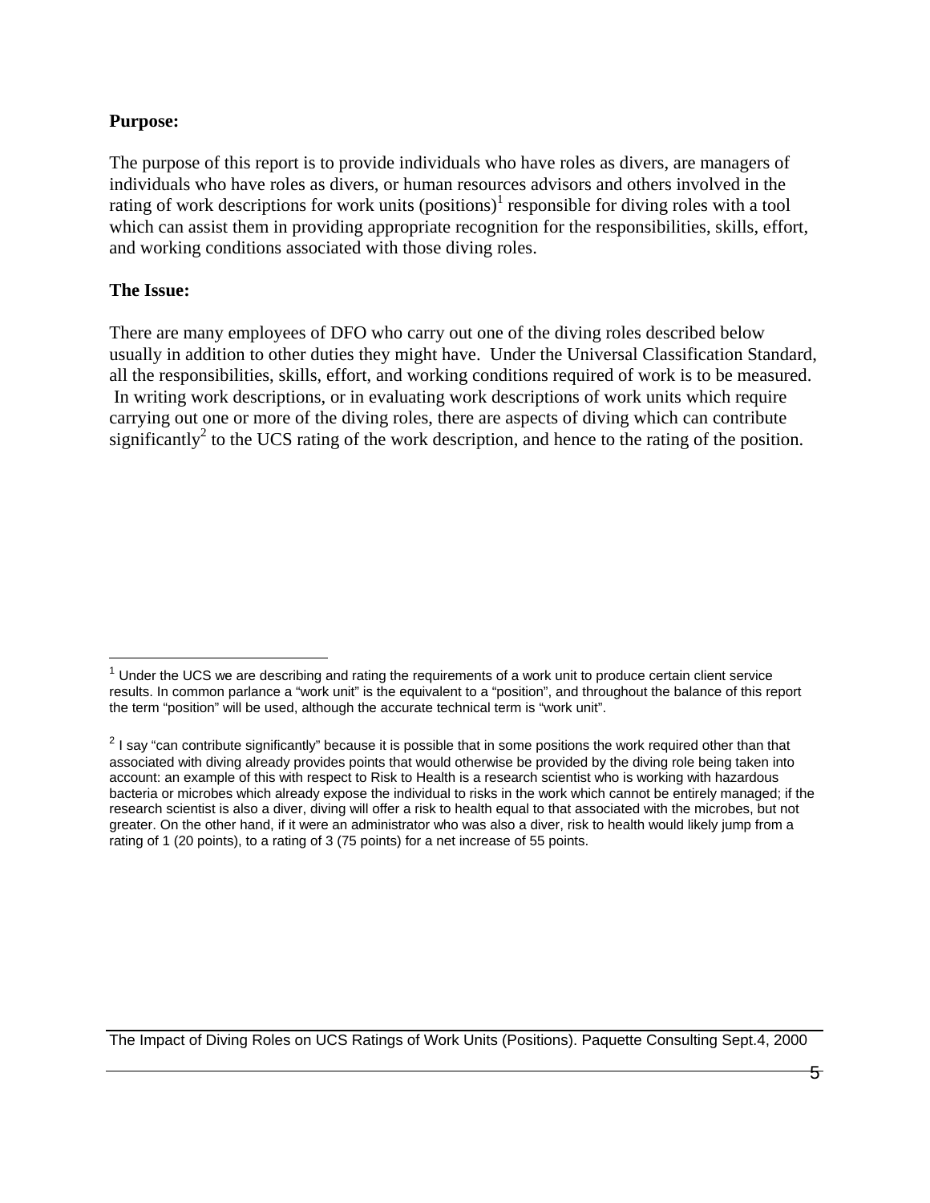**Purpose:**

The purpose of this report is to provide individuals who have roles as divers, are managers of individuals who have roles as divers, or human resources advisors and others involved in the rating of work descriptions for work units (positions)[1] responsible for diving roles with a tool which can assist them in providing appropriate recognition for the responsibilities, skills, effort, and working conditions associated with those diving roles.

**The Issue:**

There are many employees of DFO who carry out one of the diving roles described below usually in addition to other duties they might have. Under the Universal Classification Standard, all the responsibilities, skills, effort, and working conditions required of work is to be measured. In writing work descriptions, or in evaluating work descriptions of work units which require carrying out one or more of the diving roles, there are aspects of diving which can contribute significantly[2] to the UCS rating of the work description, and hence to the rating of the position.

[1] Under the UCS we are describing and rating the requirements of a work unit to produce certain client service results. In common parlance a "work unit" is the equivalent to a "position", and throughout the balance of this report the term "position" will be used, although the accurate technical term is "work unit".

[2] I say "can contribute significantly" because it is possible that in some positions the work required other than that associated with diving already provides points that would otherwise be provided by the diving role being taken into account: an example of this with respect to Risk to Health is a research scientist who is working with hazardous bacteria or microbes which already expose the individual to risks in the work which cannot be entirely managed; if the research scientist is also a diver, diving will offer a risk to health equal to that associated with the microbes, but not greater. On the other hand, if it were an administrator who was also a diver, risk to health would likely jump from a rating of 1 (20 points), to a rating of 3 (75 points) for a net increase of 55 points.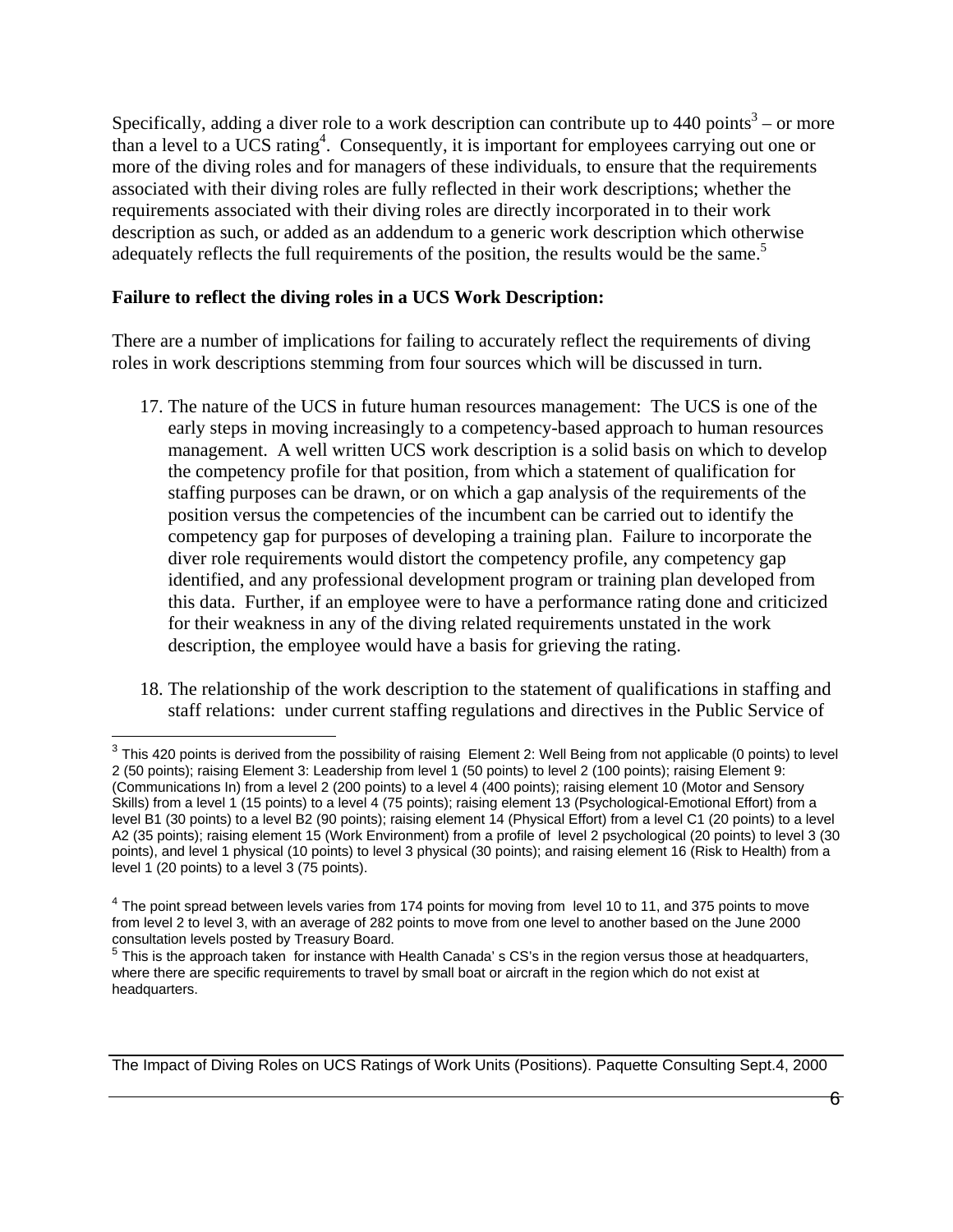Specifically, adding a diver role to a work description can contribute up to 440 points[3] – or more than a level to a UCS rating[4]. Consequently, it is important for employees carrying out one or more of the diving roles and for managers of these individuals, to ensure that the requirements associated with their diving roles are fully reflected in their work descriptions; whether the requirements associated with their diving roles are directly incorporated in to their work description as such, or added as an addendum to a generic work description which otherwise adequately reflects the full requirements of the position, the results would be the same.[5]

**Failure to reflect the diving roles in a UCS Work Description:**

There are a number of implications for failing to accurately reflect the requirements of diving roles in work descriptions stemming from four sources which will be discussed in turn.

17. The nature of the UCS in future human resources management: The UCS is one of the early steps in moving increasingly to a competency-based approach to human resources management. A well written UCS work description is a solid basis on which to develop the competency profile for that position, from which a statement of qualification for staffing purposes can be drawn, or on which a gap analysis of the requirements of the position versus the competencies of the incumbent can be carried out to identify the competency gap for purposes of developing a training plan. Failure to incorporate the diver role requirements would distort the competency profile, any competency gap identified, and any professional development program or training plan developed from this data. Further, if an employee were to have a performance rating done and criticized for their weakness in any of the diving related requirements unstated in the work description, the employee would have a basis for grieving the rating.

18. The relationship of the work description to the statement of qualifications in staffing and staff relations: under current staffing regulations and directives in the Public Service of

---

[3] This 420 points is derived from the possibility of raising Element 2: Well Being from not applicable (0 points) to level 2 (50 points); raising Element 3: Leadership from level 1 (50 points) to level 2 (100 points); raising Element 9: (Communications In) from a level 2 (200 points) to a level 4 (400 points); raising element 10 (Motor and Sensory Skills) from a level 1 (15 points) to a level 4 (75 points); raising element 13 (Psychological-Emotional Effort) from a level B1 (30 points) to a level B2 (90 points); raising element 14 (Physical Effort) from a level C1 (20 points) to a level A2 (35 points); raising element 15 (Work Environment) from a profile of level 2 psychological (20 points) to level 3 (30 points), and level 1 physical (10 points) to level 3 physical (30 points); and raising element 16 (Risk to Health) from a level 1 (20 points) to a level 3 (75 points).

[4] The point spread between levels varies from 174 points for moving from level 10 to 11, and 375 points to move from level 2 to level 3, with an average of 282 points to move from one level to another based on the June 2000 consultation levels posted by Treasury Board.

[5] This is the approach taken for instance with Health Canada' s CS's in the region versus those at headquarters, where there are specific requirements to travel by small boat or aircraft in the region which do not exist at headquarters.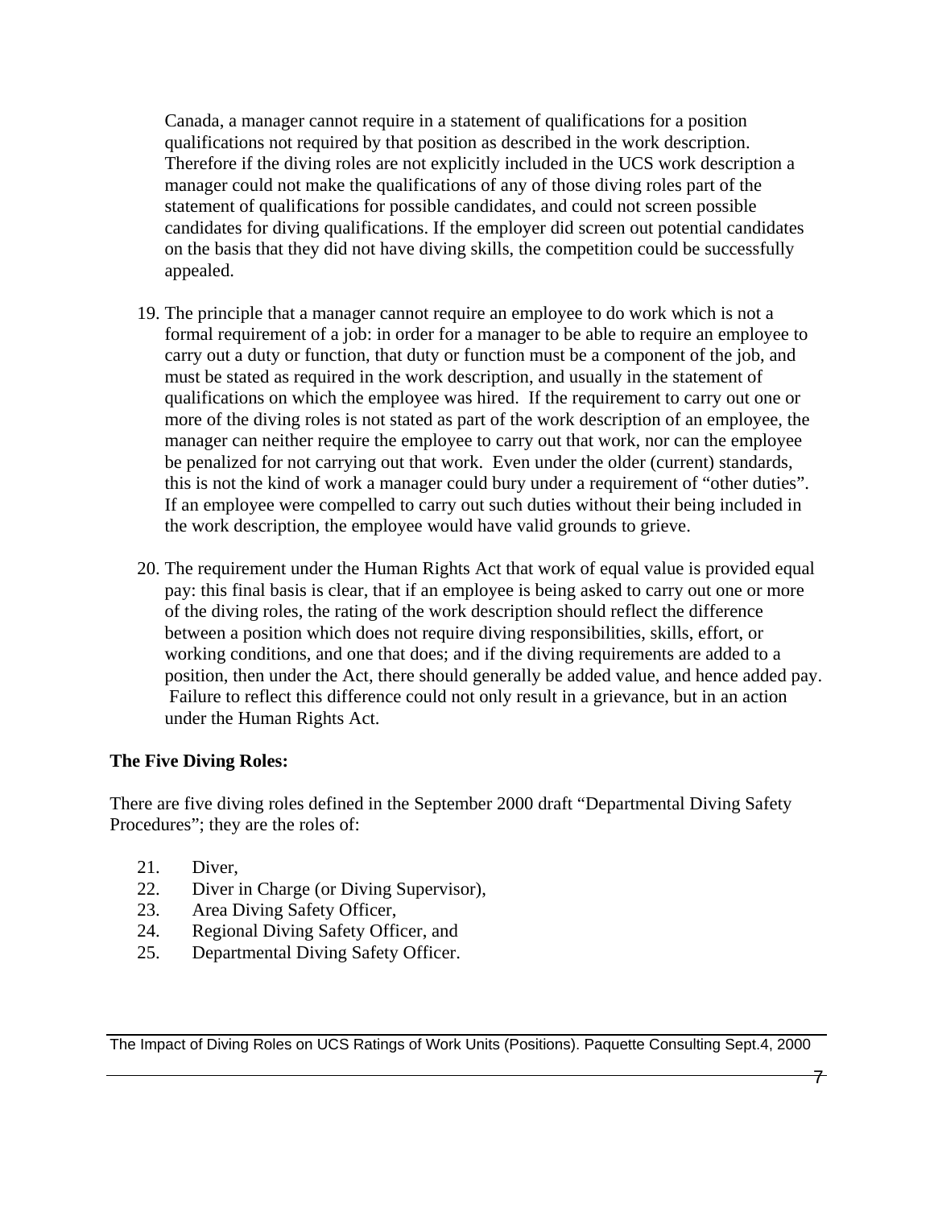Canada, a manager cannot require in a statement of qualifications for a position qualifications not required by that position as described in the work description. Therefore if the diving roles are not explicitly included in the UCS work description a manager could not make the qualifications of any of those diving roles part of the statement of qualifications for possible candidates, and could not screen possible candidates for diving qualifications. If the employer did screen out potential candidates on the basis that they did not have diving skills, the competition could be successfully appealed.

19. The principle that a manager cannot require an employee to do work which is not a formal requirement of a job: in order for a manager to be able to require an employee to carry out a duty or function, that duty or function must be a component of the job, and must be stated as required in the work description, and usually in the statement of qualifications on which the employee was hired. If the requirement to carry out one or more of the diving roles is not stated as part of the work description of an employee, the manager can neither require the employee to carry out that work, nor can the employee be penalized for not carrying out that work. Even under the older (current) standards, this is not the kind of work a manager could bury under a requirement of "other duties". If an employee were compelled to carry out such duties without their being included in the work description, the employee would have valid grounds to grieve.

20. The requirement under the Human Rights Act that work of equal value is provided equal pay: this final basis is clear, that if an employee is being asked to carry out one or more of the diving roles, the rating of the work description should reflect the difference between a position which does not require diving responsibilities, skills, effort, or working conditions, and one that does; and if the diving requirements are added to a position, then under the Act, there should generally be added value, and hence added pay. Failure to reflect this difference could not only result in a grievance, but in an action under the Human Rights Act.

**The Five Diving Roles:**

There are five diving roles defined in the September 2000 draft "Departmental Diving Safety Procedures"; they are the roles of:

21. Diver,
22. Diver in Charge (or Diving Supervisor),
23. Area Diving Safety Officer,
24. Regional Diving Safety Officer, and
25. Departmental Diving Safety Officer.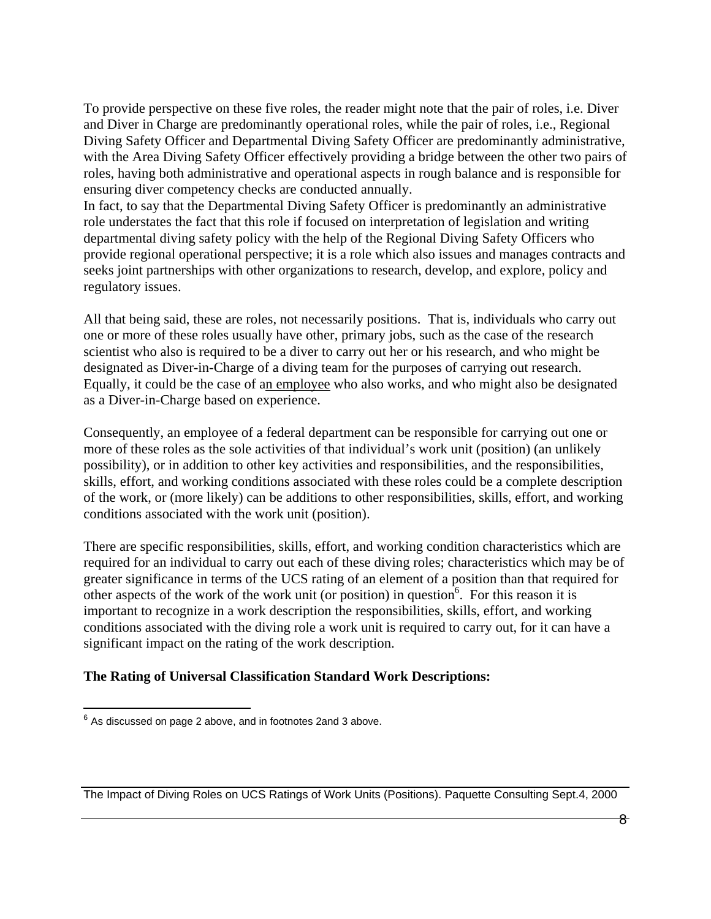To provide perspective on these five roles, the reader might note that the pair of roles, i.e. Diver and Diver in Charge are predominantly operational roles, while the pair of roles, i.e., Regional Diving Safety Officer and Departmental Diving Safety Officer are predominantly administrative, with the Area Diving Safety Officer effectively providing a bridge between the other two pairs of roles, having both administrative and operational aspects in rough balance and is responsible for ensuring diver competency checks are conducted annually.

In fact, to say that the Departmental Diving Safety Officer is predominantly an administrative role understates the fact that this role if focused on interpretation of legislation and writing departmental diving safety policy with the help of the Regional Diving Safety Officers who provide regional operational perspective; it is a role which also issues and manages contracts and seeks joint partnerships with other organizations to research, develop, and explore, policy and regulatory issues.

All that being said, these are roles, not necessarily positions. That is, individuals who carry out one or more of these roles usually have other, primary jobs, such as the case of the research scientist who also is required to be a diver to carry out her or his research, and who might be designated as Diver-in-Charge of a diving team for the purposes of carrying out research. Equally, it could be the case of an employee who also works, and who might also be designated as a Diver-in-Charge based on experience.

Consequently, an employee of a federal department can be responsible for carrying out one or more of these roles as the sole activities of that individual's work unit (position) (an unlikely possibility), or in addition to other key activities and responsibilities, and the responsibilities, skills, effort, and working conditions associated with these roles could be a complete description of the work, or (more likely) can be additions to other responsibilities, skills, effort, and working conditions associated with the work unit (position).

There are specific responsibilities, skills, effort, and working condition characteristics which are required for an individual to carry out each of these diving roles; characteristics which may be of greater significance in terms of the UCS rating of an element of a position than that required for other aspects of the work of the work unit (or position) in question[6]. For this reason it is important to recognize in a work description the responsibilities, skills, effort, and working conditions associated with the diving role a work unit is required to carry out, for it can have a significant impact on the rating of the work description.

**The Rating of Universal Classification Standard Work Descriptions:**

[6] As discussed on page 2 above, and in footnotes 2and 3 above.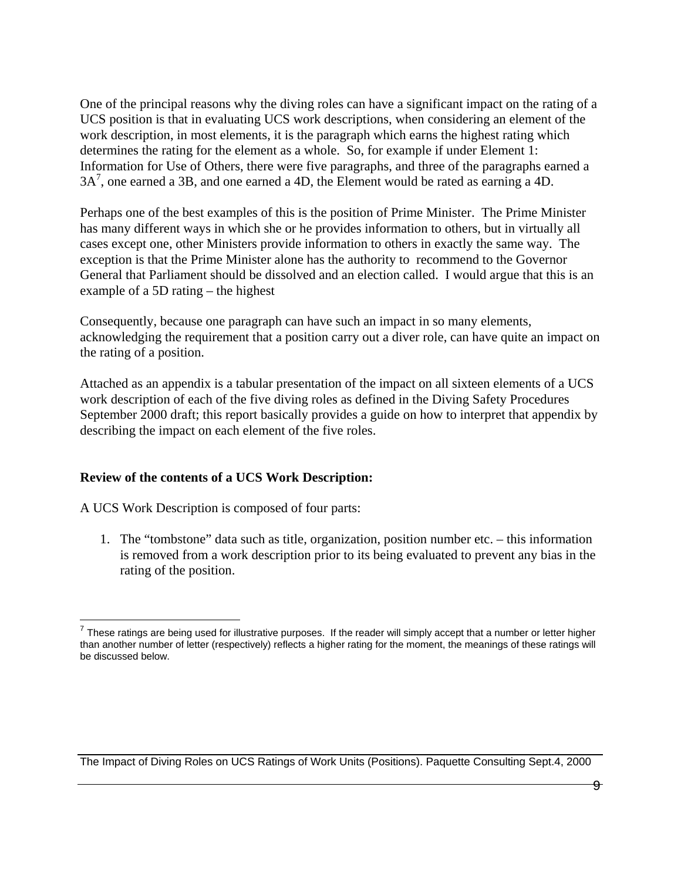One of the principal reasons why the diving roles can have a significant impact on the rating of a UCS position is that in evaluating UCS work descriptions, when considering an element of the work description, in most elements, it is the paragraph which earns the highest rating which determines the rating for the element as a whole. So, for example if under Element 1: Information for Use of Others, there were five paragraphs, and three of the paragraphs earned a 3A[7], one earned a 3B, and one earned a 4D, the Element would be rated as earning a 4D.

Perhaps one of the best examples of this is the position of Prime Minister. The Prime Minister has many different ways in which she or he provides information to others, but in virtually all cases except one, other Ministers provide information to others in exactly the same way. The exception is that the Prime Minister alone has the authority to recommend to the Governor General that Parliament should be dissolved and an election called. I would argue that this is an example of a 5D rating – the highest

Consequently, because one paragraph can have such an impact in so many elements, acknowledging the requirement that a position carry out a diver role, can have quite an impact on the rating of a position.

Attached as an appendix is a tabular presentation of the impact on all sixteen elements of a UCS work description of each of the five diving roles as defined in the Diving Safety Procedures September 2000 draft; this report basically provides a guide on how to interpret that appendix by describing the impact on each element of the five roles.

**Review of the contents of a UCS Work Description:**

A UCS Work Description is composed of four parts:

1. The "tombstone" data such as title, organization, position number etc. – this information is removed from a work description prior to its being evaluated to prevent any bias in the rating of the position.

[7] These ratings are being used for illustrative purposes. If the reader will simply accept that a number or letter higher than another number of letter (respectively) reflects a higher rating for the moment, the meanings of these ratings will be discussed below.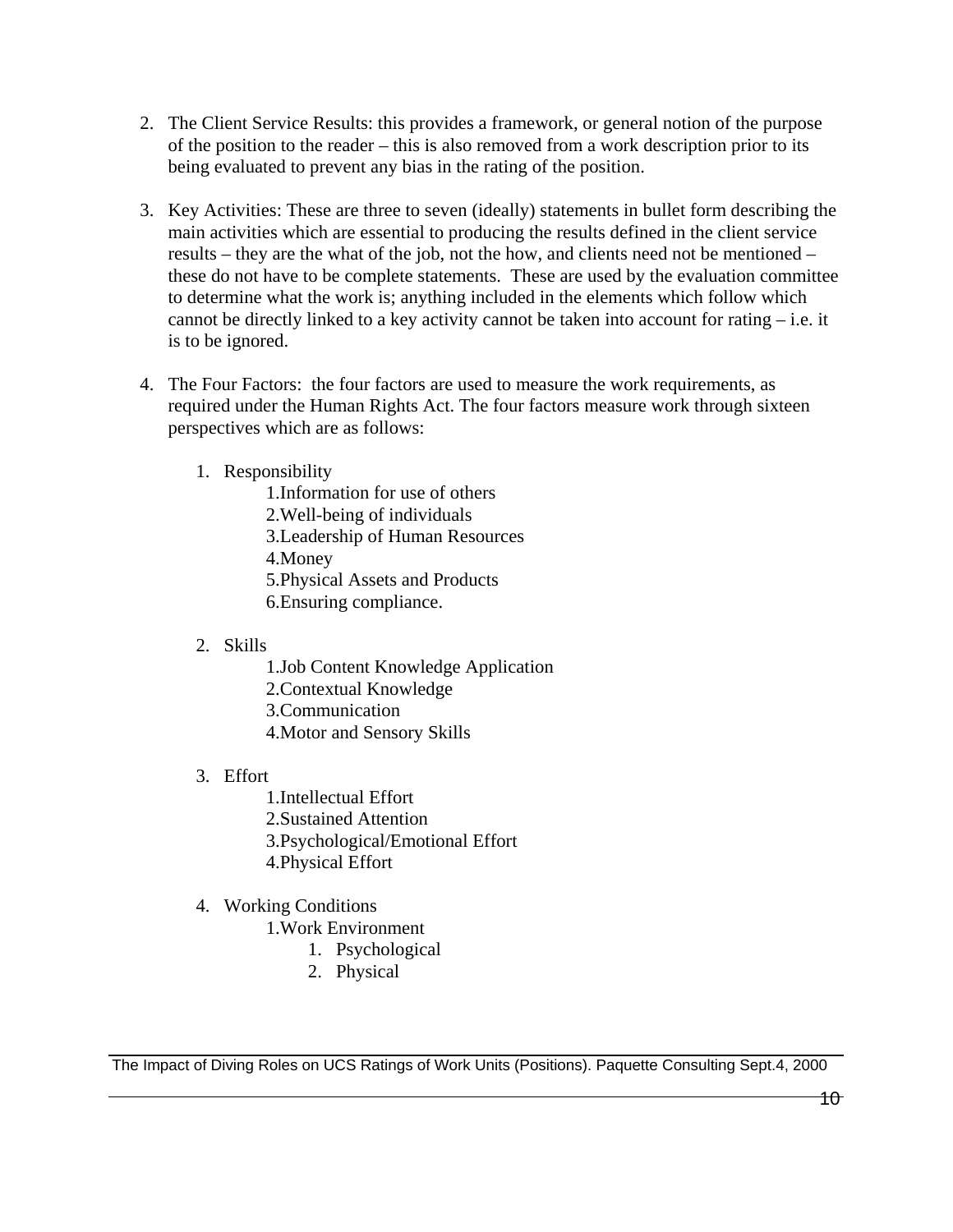2. The Client Service Results: this provides a framework, or general notion of the purpose of the position to the reader – this is also removed from a work description prior to its being evaluated to prevent any bias in the rating of the position.

3. Key Activities: These are three to seven (ideally) statements in bullet form describing the main activities which are essential to producing the results defined in the client service results – they are the what of the job, not the how, and clients need not be mentioned – these do not have to be complete statements. These are used by the evaluation committee to determine what the work is; anything included in the elements which follow which cannot be directly linked to a key activity cannot be taken into account for rating – i.e. it is to be ignored.

4. The Four Factors: the four factors are used to measure the work requirements, as required under the Human Rights Act. The four factors measure work through sixteen perspectives which are as follows:

   1. Responsibility
      1. Information for use of others
      2. Well-being of individuals
      3. Leadership of Human Resources
      4. Money
      5. Physical Assets and Products
      6. Ensuring compliance.

   2. Skills
      1. Job Content Knowledge Application
      2. Contextual Knowledge
      3. Communication
      4. Motor and Sensory Skills

   3. Effort
      1. Intellectual Effort
      2. Sustained Attention
      3. Psychological/Emotional Effort
      4. Physical Effort

   4. Working Conditions
      1. Work Environment
         1. Psychological
         2. Physical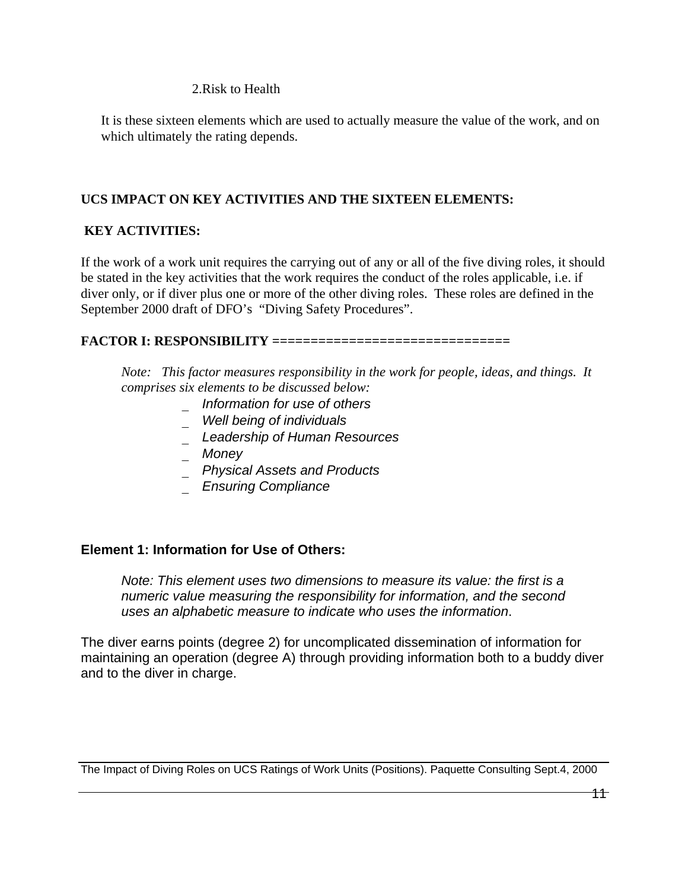2.Risk to Health

It is these sixteen elements which are used to actually measure the value of the work, and on which ultimately the rating depends.

**UCS IMPACT ON KEY ACTIVITIES AND THE SIXTEEN ELEMENTS:**

**KEY ACTIVITIES:**

If the work of a work unit requires the carrying out of any or all of the five diving roles, it should be stated in the key activities that the work requires the conduct of the roles applicable, i.e. if diver only, or if diver plus one or more of the other diving roles. These roles are defined in the September 2000 draft of DFO's "Diving Safety Procedures".

**FACTOR I: RESPONSIBILITY ==============================**

*Note: This factor measures responsibility in the work for people, ideas, and things. It comprises six elements to be discussed below:*

- *Information for use of others*
- *Well being of individuals*
- *Leadership of Human Resources*
- *Money*
- *Physical Assets and Products*
- *Ensuring Compliance*

**Element 1: Information for Use of Others:**

*Note: This element uses two dimensions to measure its value: the first is a numeric value measuring the responsibility for information, and the second uses an alphabetic measure to indicate who uses the information*.

The diver earns points (degree 2) for uncomplicated dissemination of information for maintaining an operation (degree A) through providing information both to a buddy diver and to the diver in charge.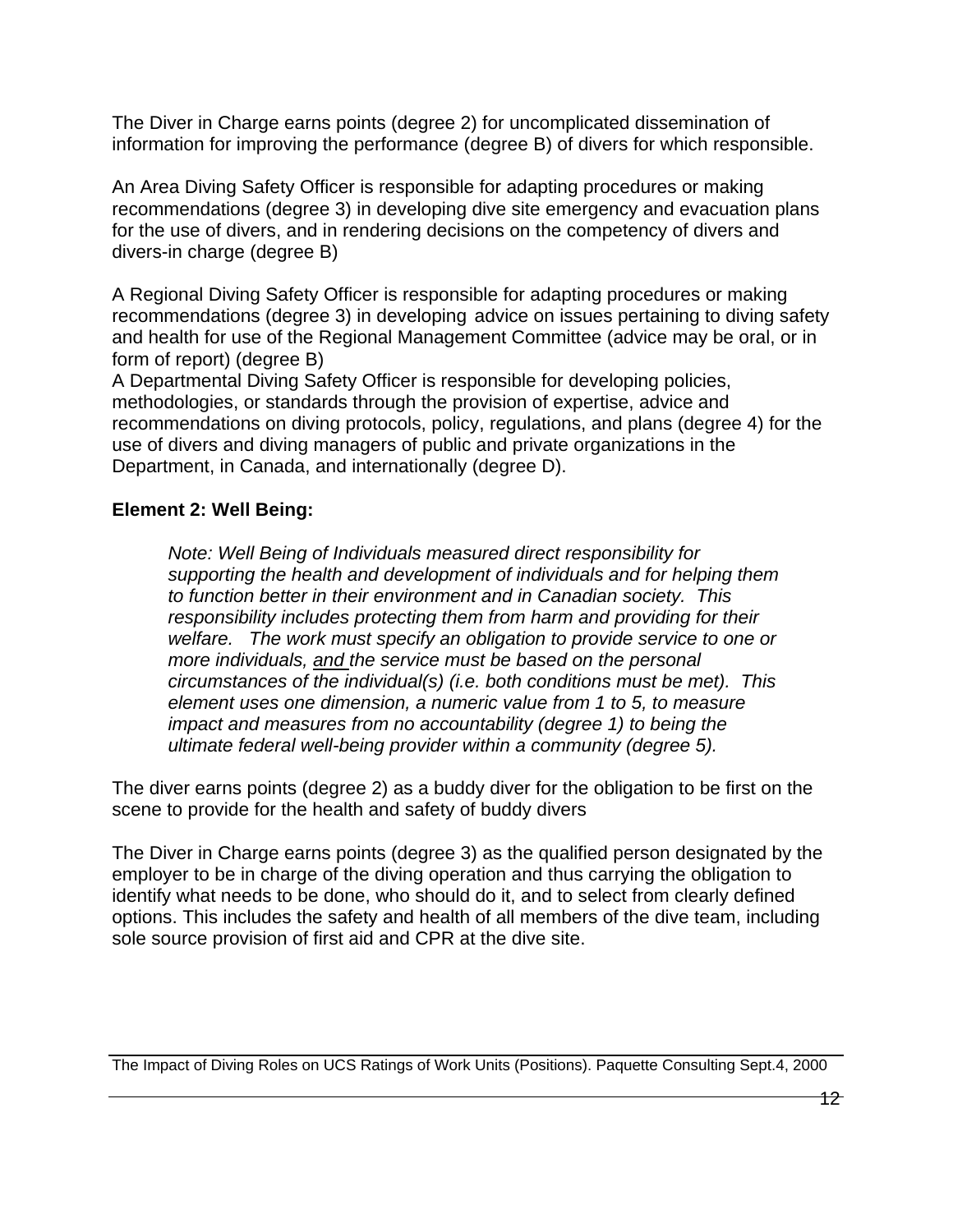The Diver in Charge earns points (degree 2) for uncomplicated dissemination of information for improving the performance (degree B) of divers for which responsible.

An Area Diving Safety Officer is responsible for adapting procedures or making recommendations (degree 3) in developing dive site emergency and evacuation plans for the use of divers, and in rendering decisions on the competency of divers and divers-in charge (degree B)

A Regional Diving Safety Officer is responsible for adapting procedures or making recommendations (degree 3) in developing advice on issues pertaining to diving safety and health for use of the Regional Management Committee (advice may be oral, or in form of report) (degree B)
A Departmental Diving Safety Officer is responsible for developing policies, methodologies, or standards through the provision of expertise, advice and recommendations on diving protocols, policy, regulations, and plans (degree 4) for the use of divers and diving managers of public and private organizations in the Department, in Canada, and internationally (degree D).

**Element 2: Well Being:**

> *Note: Well Being of Individuals measured direct responsibility for supporting the health and development of individuals and for helping them to function better in their environment and in Canadian society. This responsibility includes protecting them from harm and providing for their welfare. The work must specify an obligation to provide service to one or more individuals, <u>and</u> the service must be based on the personal circumstances of the individual(s) (i.e. both conditions must be met). This element uses one dimension, a numeric value from 1 to 5, to measure impact and measures from no accountability (degree 1) to being the ultimate federal well-being provider within a community (degree 5).*

The diver earns points (degree 2) as a buddy diver for the obligation to be first on the scene to provide for the health and safety of buddy divers

The Diver in Charge earns points (degree 3) as the qualified person designated by the employer to be in charge of the diving operation and thus carrying the obligation to identify what needs to be done, who should do it, and to select from clearly defined options. This includes the safety and health of all members of the dive team, including sole source provision of first aid and CPR at the dive site.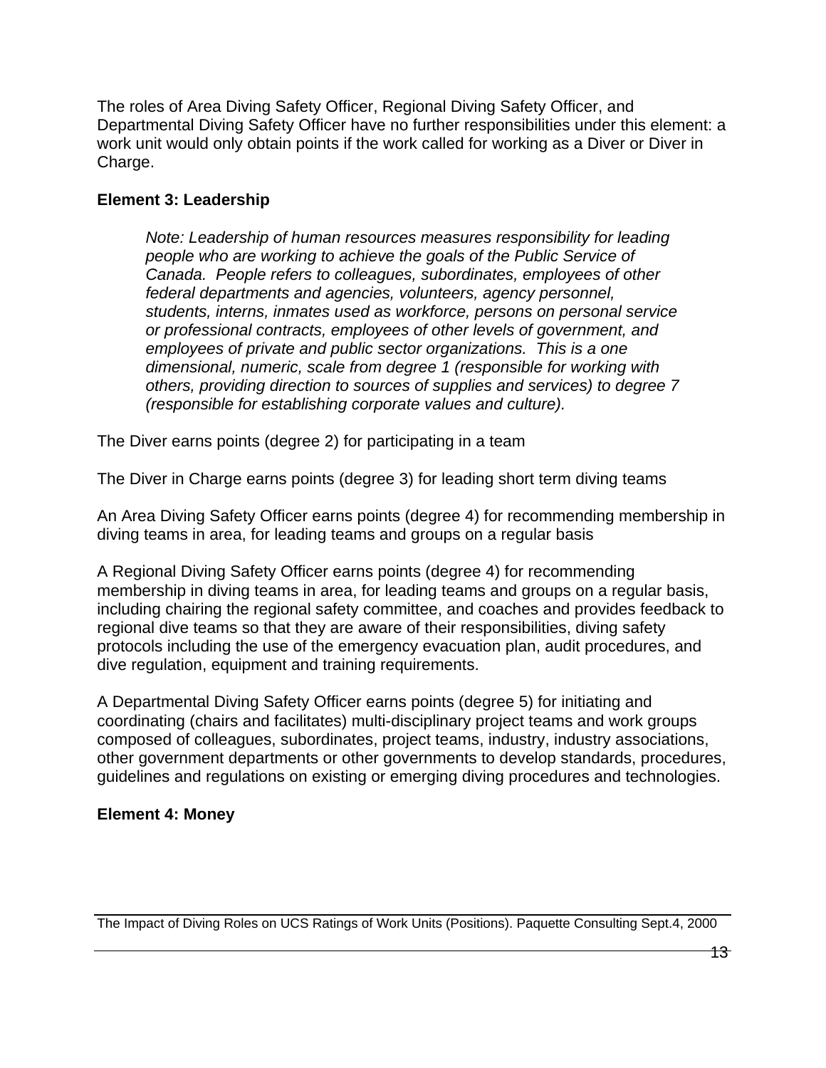The roles of Area Diving Safety Officer, Regional Diving Safety Officer, and Departmental Diving Safety Officer have no further responsibilities under this element: a work unit would only obtain points if the work called for working as a Diver or Diver in Charge.

**Element 3: Leadership**

> *Note: Leadership of human resources measures responsibility for leading people who are working to achieve the goals of the Public Service of Canada. People refers to colleagues, subordinates, employees of other federal departments and agencies, volunteers, agency personnel, students, interns, inmates used as workforce, persons on personal service or professional contracts, employees of other levels of government, and employees of private and public sector organizations. This is a one dimensional, numeric, scale from degree 1 (responsible for working with others, providing direction to sources of supplies and services) to degree 7 (responsible for establishing corporate values and culture).*

The Diver earns points (degree 2) for participating in a team

The Diver in Charge earns points (degree 3) for leading short term diving teams

An Area Diving Safety Officer earns points (degree 4) for recommending membership in diving teams in area, for leading teams and groups on a regular basis

A Regional Diving Safety Officer earns points (degree 4) for recommending membership in diving teams in area, for leading teams and groups on a regular basis, including chairing the regional safety committee, and coaches and provides feedback to regional dive teams so that they are aware of their responsibilities, diving safety protocols including the use of the emergency evacuation plan, audit procedures, and dive regulation, equipment and training requirements.

A Departmental Diving Safety Officer earns points (degree 5) for initiating and coordinating (chairs and facilitates) multi-disciplinary project teams and work groups composed of colleagues, subordinates, project teams, industry, industry associations, other government departments or other governments to develop standards, procedures, guidelines and regulations on existing or emerging diving procedures and technologies.

**Element 4: Money**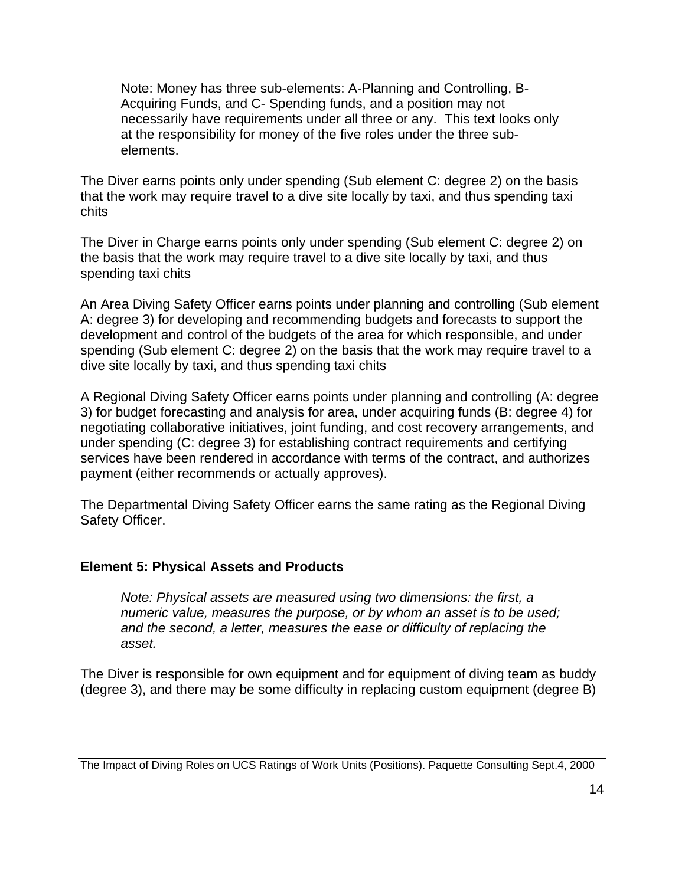Note: Money has three sub-elements: A-Planning and Controlling, B-Acquiring Funds, and C- Spending funds, and a position may not necessarily have requirements under all three or any. This text looks only at the responsibility for money of the five roles under the three sub-elements.

The Diver earns points only under spending (Sub element C: degree 2) on the basis that the work may require travel to a dive site locally by taxi, and thus spending taxi chits

The Diver in Charge earns points only under spending (Sub element C: degree 2) on the basis that the work may require travel to a dive site locally by taxi, and thus spending taxi chits

An Area Diving Safety Officer earns points under planning and controlling (Sub element A: degree 3) for developing and recommending budgets and forecasts to support the development and control of the budgets of the area for which responsible, and under spending (Sub element C: degree 2) on the basis that the work may require travel to a dive site locally by taxi, and thus spending taxi chits

A Regional Diving Safety Officer earns points under planning and controlling (A: degree 3) for budget forecasting and analysis for area, under acquiring funds (B: degree 4) for negotiating collaborative initiatives, joint funding, and cost recovery arrangements, and under spending (C: degree 3) for establishing contract requirements and certifying services have been rendered in accordance with terms of the contract, and authorizes payment (either recommends or actually approves).

The Departmental Diving Safety Officer earns the same rating as the Regional Diving Safety Officer.

**Element 5: Physical Assets and Products**

*Note: Physical assets are measured using two dimensions: the first, a numeric value, measures the purpose, or by whom an asset is to be used; and the second, a letter, measures the ease or difficulty of replacing the asset.*

The Diver is responsible for own equipment and for equipment of diving team as buddy (degree 3), and there may be some difficulty in replacing custom equipment (degree B)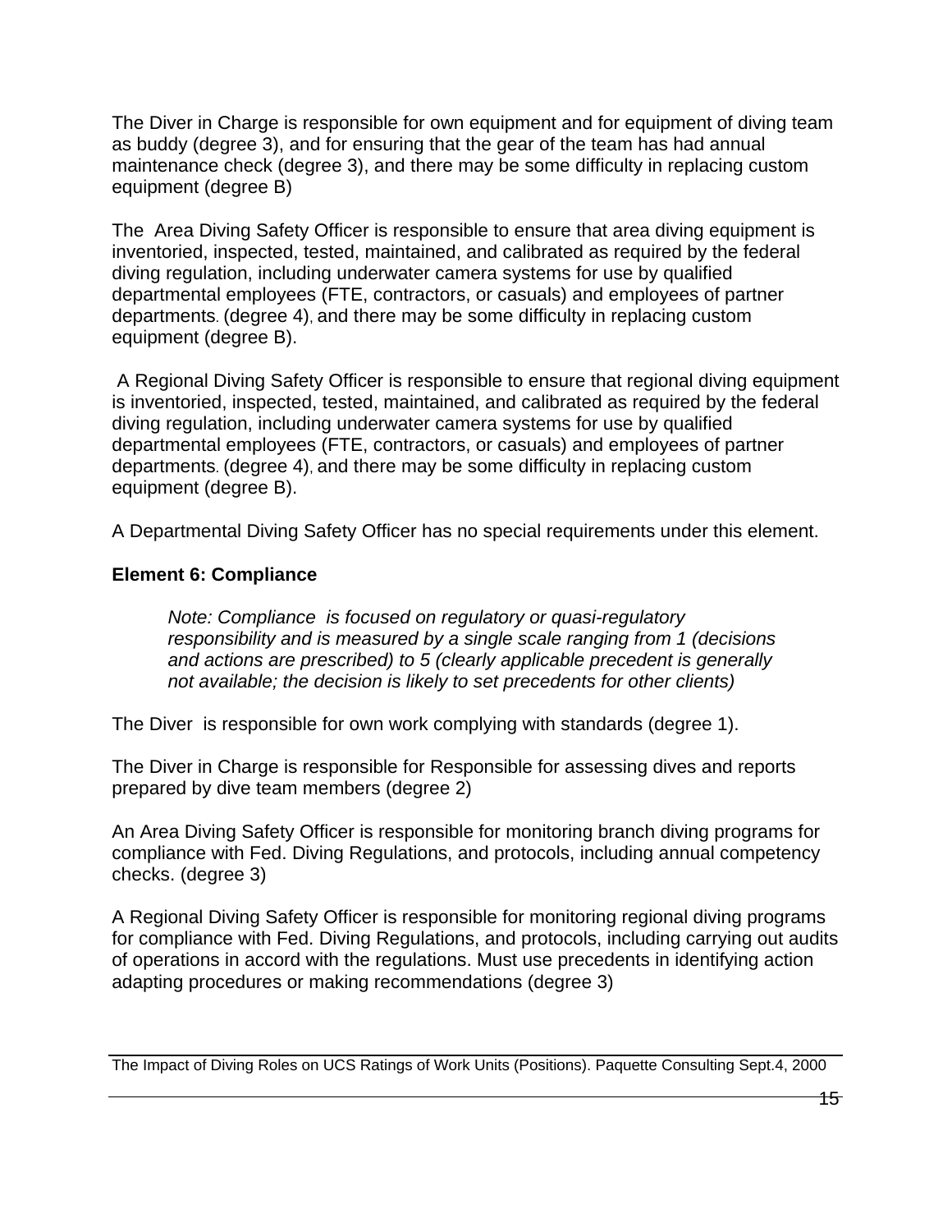The Diver in Charge is responsible for own equipment and for equipment of diving team as buddy (degree 3), and for ensuring that the gear of the team has had annual maintenance check (degree 3), and there may be some difficulty in replacing custom equipment (degree B)

The Area Diving Safety Officer is responsible to ensure that area diving equipment is inventoried, inspected, tested, maintained, and calibrated as required by the federal diving regulation, including underwater camera systems for use by qualified departmental employees (FTE, contractors, or casuals) and employees of partner departments. (degree 4), and there may be some difficulty in replacing custom equipment (degree B).

A Regional Diving Safety Officer is responsible to ensure that regional diving equipment is inventoried, inspected, tested, maintained, and calibrated as required by the federal diving regulation, including underwater camera systems for use by qualified departmental employees (FTE, contractors, or casuals) and employees of partner departments. (degree 4), and there may be some difficulty in replacing custom equipment (degree B).

A Departmental Diving Safety Officer has no special requirements under this element.

**Element 6: Compliance**

> *Note: Compliance is focused on regulatory or quasi-regulatory responsibility and is measured by a single scale ranging from 1 (decisions and actions are prescribed) to 5 (clearly applicable precedent is generally not available; the decision is likely to set precedents for other clients)*

The Diver is responsible for own work complying with standards (degree 1).

The Diver in Charge is responsible for Responsible for assessing dives and reports prepared by dive team members (degree 2)

An Area Diving Safety Officer is responsible for monitoring branch diving programs for compliance with Fed. Diving Regulations, and protocols, including annual competency checks. (degree 3)

A Regional Diving Safety Officer is responsible for monitoring regional diving programs for compliance with Fed. Diving Regulations, and protocols, including carrying out audits of operations in accord with the regulations. Must use precedents in identifying action adapting procedures or making recommendations (degree 3)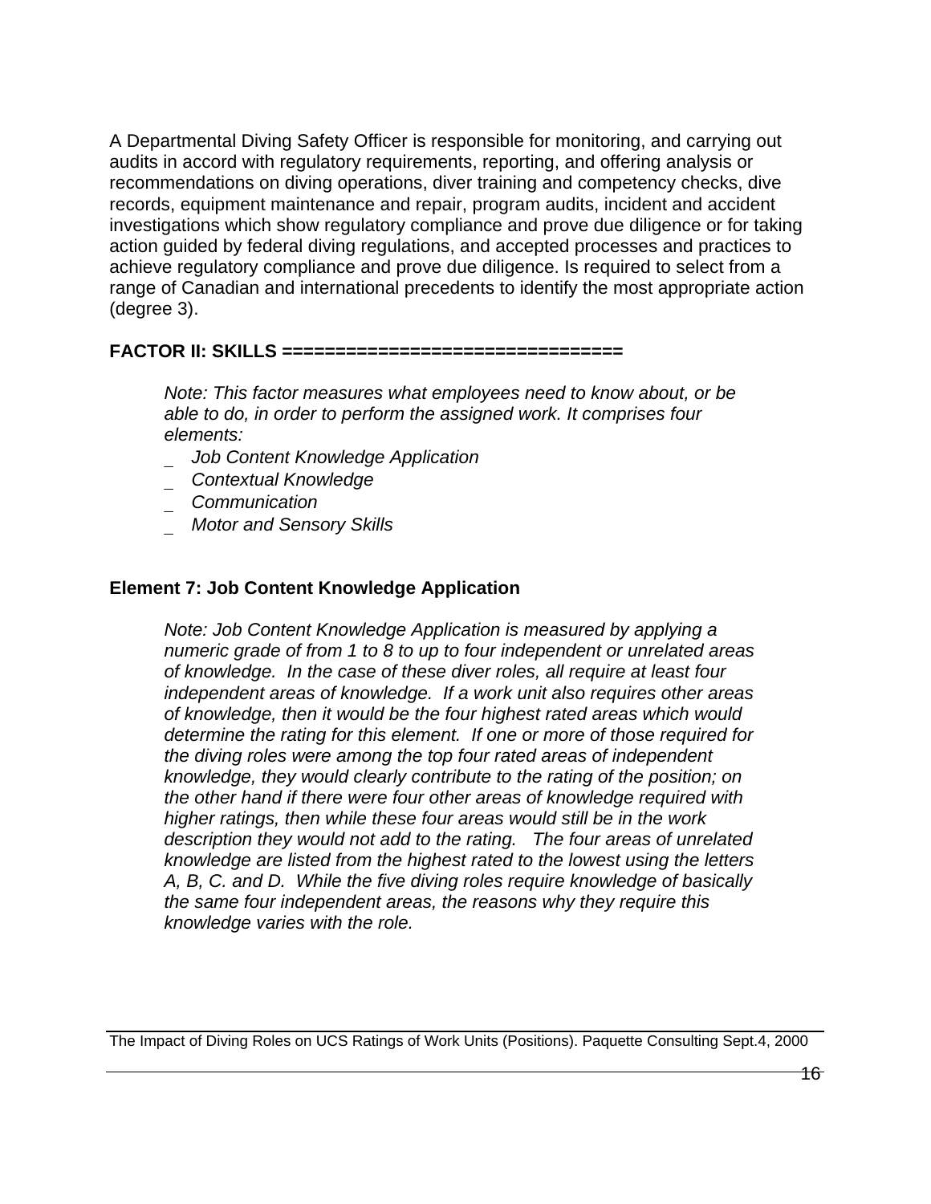A Departmental Diving Safety Officer is responsible for monitoring, and carrying out audits in accord with regulatory requirements, reporting, and offering analysis or recommendations on diving operations, diver training and competency checks, dive records, equipment maintenance and repair, program audits, incident and accident investigations which show regulatory compliance and prove due diligence or for taking action guided by federal diving regulations, and accepted processes and practices to achieve regulatory compliance and prove due diligence. Is required to select from a range of Canadian and international precedents to identify the most appropriate action (degree 3).

**FACTOR II: SKILLS ===============================**

*Note: This factor measures what employees need to know about, or be able to do, in order to perform the assigned work. It comprises four elements:*

- *Job Content Knowledge Application*
- *Contextual Knowledge*
- *Communication*
- *Motor and Sensory Skills*

**Element 7: Job Content Knowledge Application**

*Note: Job Content Knowledge Application is measured by applying a numeric grade of from 1 to 8 to up to four independent or unrelated areas of knowledge. In the case of these diver roles, all require at least four independent areas of knowledge. If a work unit also requires other areas of knowledge, then it would be the four highest rated areas which would determine the rating for this element. If one or more of those required for the diving roles were among the top four rated areas of independent knowledge, they would clearly contribute to the rating of the position; on the other hand if there were four other areas of knowledge required with higher ratings, then while these four areas would still be in the work description they would not add to the rating. The four areas of unrelated knowledge are listed from the highest rated to the lowest using the letters A, B, C. and D. While the five diving roles require knowledge of basically the same four independent areas, the reasons why they require this knowledge varies with the role.*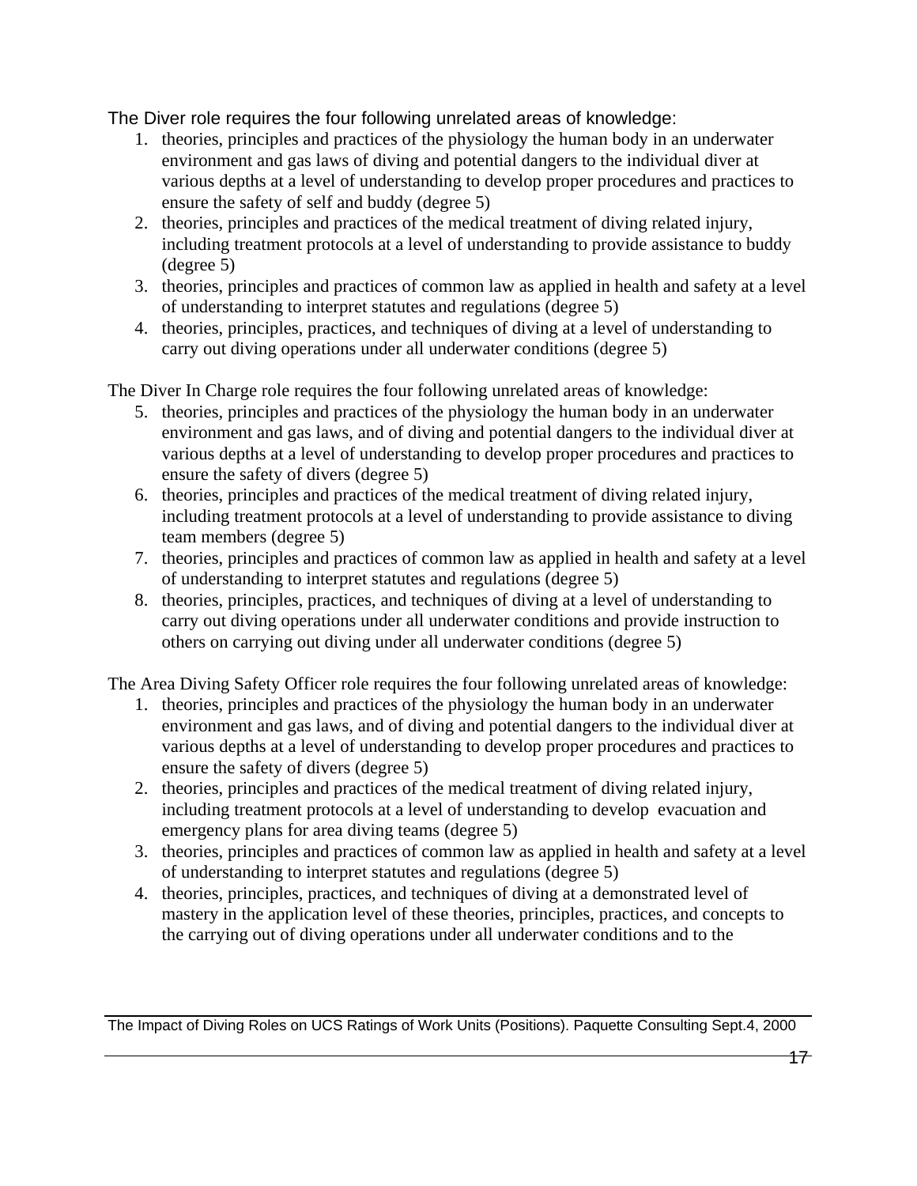The Diver role requires the four following unrelated areas of knowledge:

1. theories, principles and practices of the physiology the human body in an underwater environment and gas laws of diving and potential dangers to the individual diver at various depths at a level of understanding to develop proper procedures and practices to ensure the safety of self and buddy (degree 5)
2. theories, principles and practices of the medical treatment of diving related injury, including treatment protocols at a level of understanding to provide assistance to buddy (degree 5)
3. theories, principles and practices of common law as applied in health and safety at a level of understanding to interpret statutes and regulations (degree 5)
4. theories, principles, practices, and techniques of diving at a level of understanding to carry out diving operations under all underwater conditions (degree 5)

The Diver In Charge role requires the four following unrelated areas of knowledge:

5. theories, principles and practices of the physiology the human body in an underwater environment and gas laws, and of diving and potential dangers to the individual diver at various depths at a level of understanding to develop proper procedures and practices to ensure the safety of divers (degree 5)
6. theories, principles and practices of the medical treatment of diving related injury, including treatment protocols at a level of understanding to provide assistance to diving team members (degree 5)
7. theories, principles and practices of common law as applied in health and safety at a level of understanding to interpret statutes and regulations (degree 5)
8. theories, principles, practices, and techniques of diving at a level of understanding to carry out diving operations under all underwater conditions and provide instruction to others on carrying out diving under all underwater conditions (degree 5)

The Area Diving Safety Officer role requires the four following unrelated areas of knowledge:

1. theories, principles and practices of the physiology the human body in an underwater environment and gas laws, and of diving and potential dangers to the individual diver at various depths at a level of understanding to develop proper procedures and practices to ensure the safety of divers (degree 5)
2. theories, principles and practices of the medical treatment of diving related injury, including treatment protocols at a level of understanding to develop evacuation and emergency plans for area diving teams (degree 5)
3. theories, principles and practices of common law as applied in health and safety at a level of understanding to interpret statutes and regulations (degree 5)
4. theories, principles, practices, and techniques of diving at a demonstrated level of mastery in the application level of these theories, principles, practices, and concepts to the carrying out of diving operations under all underwater conditions and to the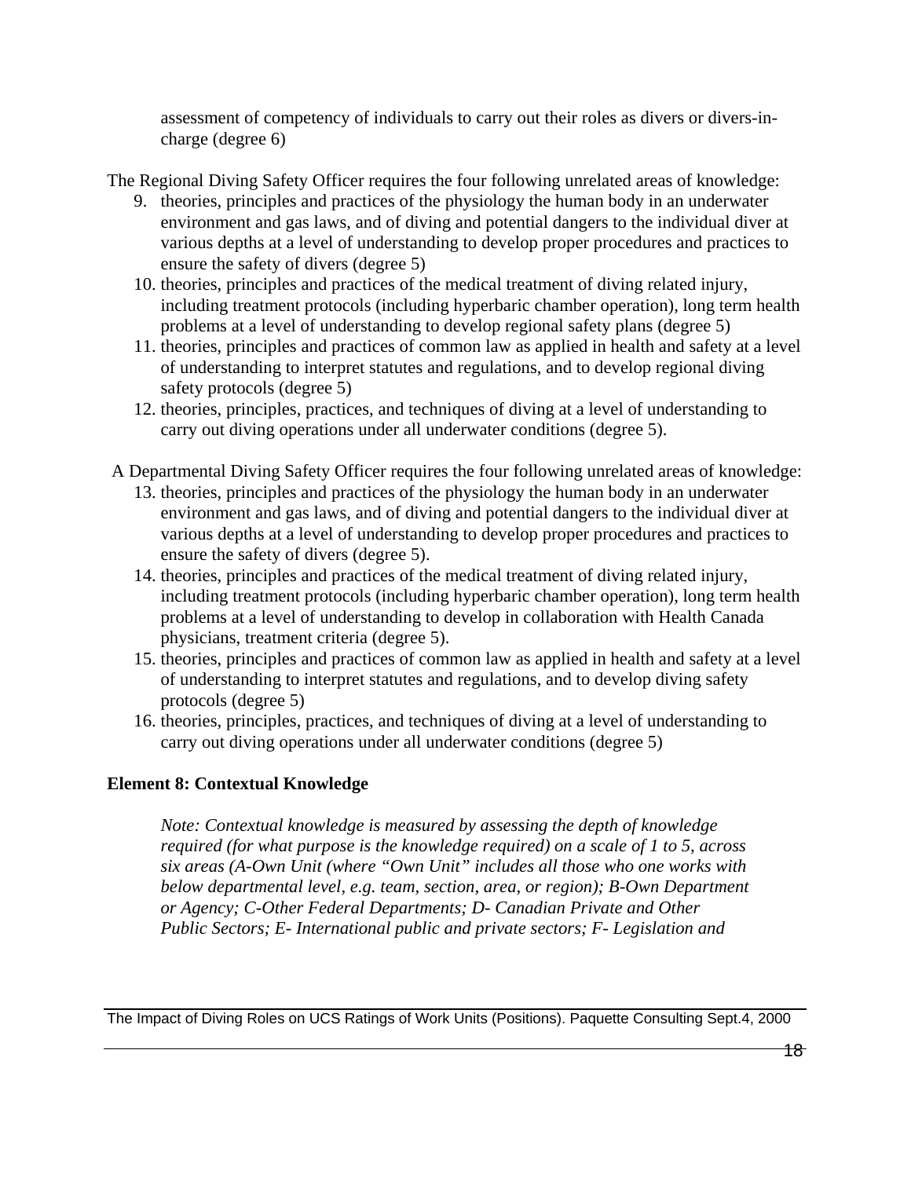assessment of competency of individuals to carry out their roles as divers or divers-in-charge (degree 6)

The Regional Diving Safety Officer requires the four following unrelated areas of knowledge:

9. theories, principles and practices of the physiology the human body in an underwater environment and gas laws, and of diving and potential dangers to the individual diver at various depths at a level of understanding to develop proper procedures and practices to ensure the safety of divers (degree 5)
10. theories, principles and practices of the medical treatment of diving related injury, including treatment protocols (including hyperbaric chamber operation), long term health problems at a level of understanding to develop regional safety plans (degree 5)
11. theories, principles and practices of common law as applied in health and safety at a level of understanding to interpret statutes and regulations, and to develop regional diving safety protocols (degree 5)
12. theories, principles, practices, and techniques of diving at a level of understanding to carry out diving operations under all underwater conditions (degree 5).

A Departmental Diving Safety Officer requires the four following unrelated areas of knowledge:

13. theories, principles and practices of the physiology the human body in an underwater environment and gas laws, and of diving and potential dangers to the individual diver at various depths at a level of understanding to develop proper procedures and practices to ensure the safety of divers (degree 5).
14. theories, principles and practices of the medical treatment of diving related injury, including treatment protocols (including hyperbaric chamber operation), long term health problems at a level of understanding to develop in collaboration with Health Canada physicians, treatment criteria (degree 5).
15. theories, principles and practices of common law as applied in health and safety at a level of understanding to interpret statutes and regulations, and to develop diving safety protocols (degree 5)
16. theories, principles, practices, and techniques of diving at a level of understanding to carry out diving operations under all underwater conditions (degree 5)

**Element 8: Contextual Knowledge**

*Note: Contextual knowledge is measured by assessing the depth of knowledge required (for what purpose is the knowledge required) on a scale of 1 to 5, across six areas (A-Own Unit (where "Own Unit" includes all those who one works with below departmental level, e.g. team, section, area, or region); B-Own Department or Agency; C-Other Federal Departments; D- Canadian Private and Other Public Sectors; E- International public and private sectors; F- Legislation and*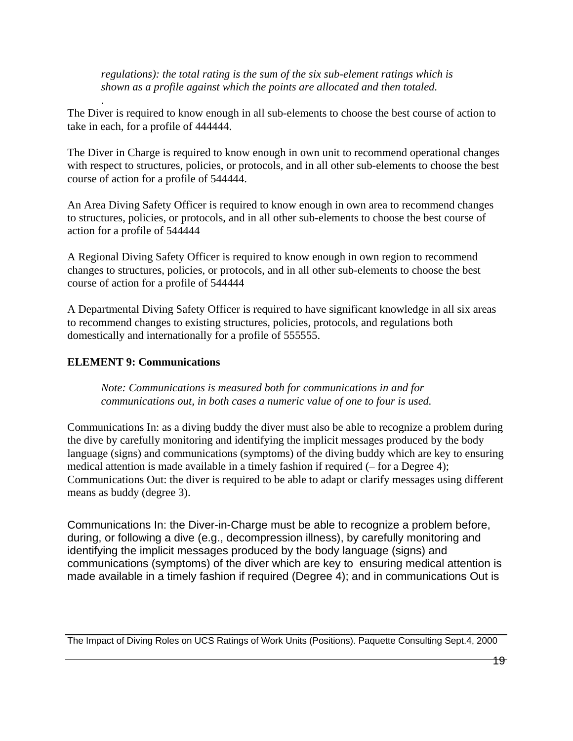*regulations): the total rating is the sum of the six sub-element ratings which is shown as a profile against which the points are allocated and then totaled.*

.

The Diver is required to know enough in all sub-elements to choose the best course of action to take in each, for a profile of 444444.

The Diver in Charge is required to know enough in own unit to recommend operational changes with respect to structures, policies, or protocols, and in all other sub-elements to choose the best course of action for a profile of 544444.

An Area Diving Safety Officer is required to know enough in own area to recommend changes to structures, policies, or protocols, and in all other sub-elements to choose the best course of action for a profile of 544444

A Regional Diving Safety Officer is required to know enough in own region to recommend changes to structures, policies, or protocols, and in all other sub-elements to choose the best course of action for a profile of 544444

A Departmental Diving Safety Officer is required to have significant knowledge in all six areas to recommend changes to existing structures, policies, protocols, and regulations both domestically and internationally for a profile of 555555.

**ELEMENT 9: Communications**

*Note: Communications is measured both for communications in and for communications out, in both cases a numeric value of one to four is used.*

Communications In: as a diving buddy the diver must also be able to recognize a problem during the dive by carefully monitoring and identifying the implicit messages produced by the body language (signs) and communications (symptoms) of the diving buddy which are key to ensuring medical attention is made available in a timely fashion if required (– for a Degree 4); Communications Out: the diver is required to be able to adapt or clarify messages using different means as buddy (degree 3).

Communications In: the Diver-in-Charge must be able to recognize a problem before, during, or following a dive (e.g., decompression illness), by carefully monitoring and identifying the implicit messages produced by the body language (signs) and communications (symptoms) of the diver which are key to ensuring medical attention is made available in a timely fashion if required (Degree 4); and in communications Out is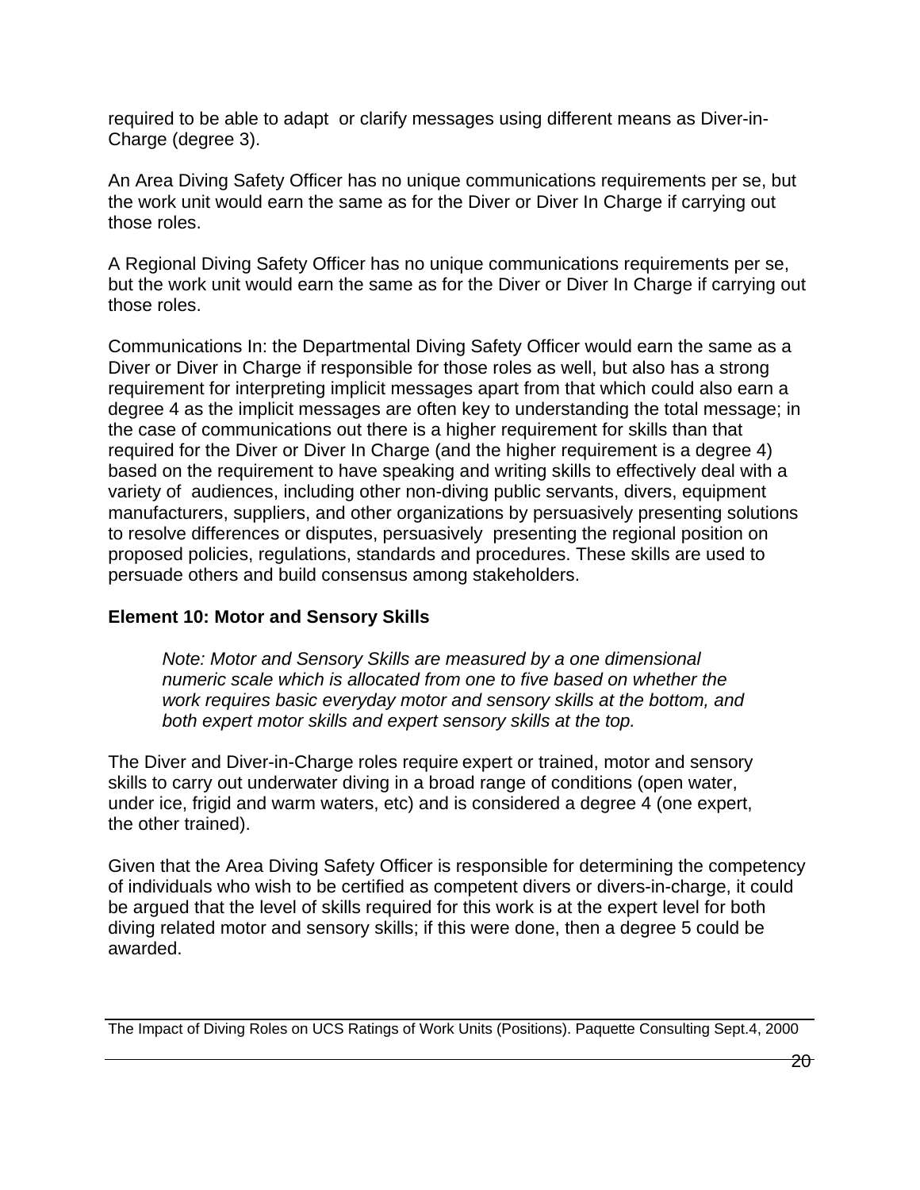required to be able to adapt or clarify messages using different means as Diver-in-Charge (degree 3).

An Area Diving Safety Officer has no unique communications requirements per se, but the work unit would earn the same as for the Diver or Diver In Charge if carrying out those roles.

A Regional Diving Safety Officer has no unique communications requirements per se, but the work unit would earn the same as for the Diver or Diver In Charge if carrying out those roles.

Communications In: the Departmental Diving Safety Officer would earn the same as a Diver or Diver in Charge if responsible for those roles as well, but also has a strong requirement for interpreting implicit messages apart from that which could also earn a degree 4 as the implicit messages are often key to understanding the total message; in the case of communications out there is a higher requirement for skills than that required for the Diver or Diver In Charge (and the higher requirement is a degree 4) based on the requirement to have speaking and writing skills to effectively deal with a variety of audiences, including other non-diving public servants, divers, equipment manufacturers, suppliers, and other organizations by persuasively presenting solutions to resolve differences or disputes, persuasively presenting the regional position on proposed policies, regulations, standards and procedures. These skills are used to persuade others and build consensus among stakeholders.

### Element 10: Motor and Sensory Skills

> *Note: Motor and Sensory Skills are measured by a one dimensional numeric scale which is allocated from one to five based on whether the work requires basic everyday motor and sensory skills at the bottom, and both expert motor skills and expert sensory skills at the top.*

The Diver and Diver-in-Charge roles require expert or trained, motor and sensory skills to carry out underwater diving in a broad range of conditions (open water, under ice, frigid and warm waters, etc) and is considered a degree 4 (one expert, the other trained).

Given that the Area Diving Safety Officer is responsible for determining the competency of individuals who wish to be certified as competent divers or divers-in-charge, it could be argued that the level of skills required for this work is at the expert level for both diving related motor and sensory skills; if this were done, then a degree 5 could be awarded.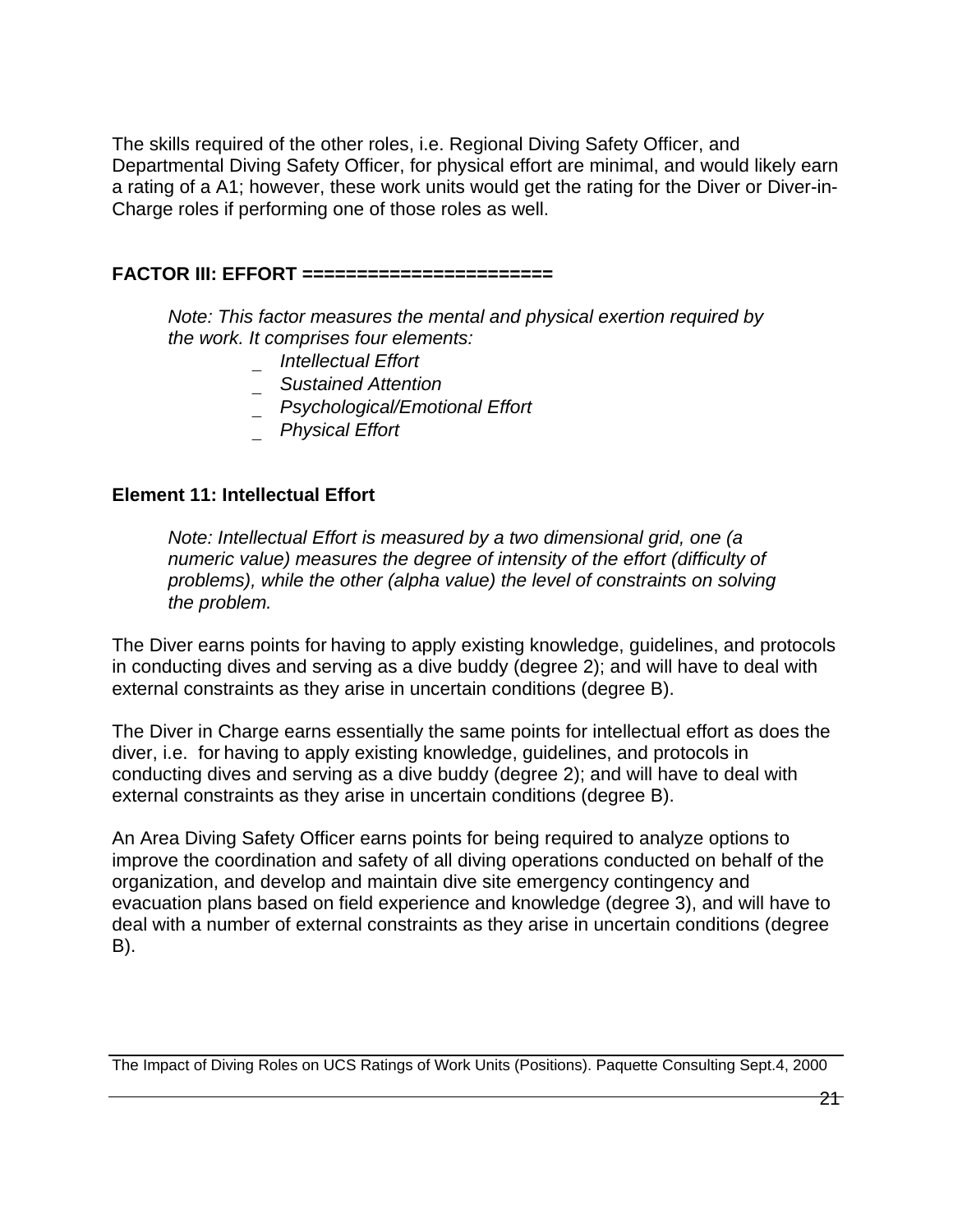The skills required of the other roles, i.e. Regional Diving Safety Officer, and Departmental Diving Safety Officer, for physical effort are minimal, and would likely earn a rating of a A1; however, these work units would get the rating for the Diver or Diver-in-Charge roles if performing one of those roles as well.

## FACTOR III: EFFORT ======================

*Note: This factor measures the mental and physical exertion required by the work. It comprises four elements:*

- *Intellectual Effort*
- *Sustained Attention*
- *Psychological/Emotional Effort*
- *Physical Effort*

### Element 11: Intellectual Effort

*Note: Intellectual Effort is measured by a two dimensional grid, one (a numeric value) measures the degree of intensity of the effort (difficulty of problems), while the other (alpha value) the level of constraints on solving the problem.*

The Diver earns points for having to apply existing knowledge, guidelines, and protocols in conducting dives and serving as a dive buddy (degree 2); and will have to deal with external constraints as they arise in uncertain conditions (degree B).

The Diver in Charge earns essentially the same points for intellectual effort as does the diver, i.e. for having to apply existing knowledge, guidelines, and protocols in conducting dives and serving as a dive buddy (degree 2); and will have to deal with external constraints as they arise in uncertain conditions (degree B).

An Area Diving Safety Officer earns points for being required to analyze options to improve the coordination and safety of all diving operations conducted on behalf of the organization, and develop and maintain dive site emergency contingency and evacuation plans based on field experience and knowledge (degree 3), and will have to deal with a number of external constraints as they arise in uncertain conditions (degree B).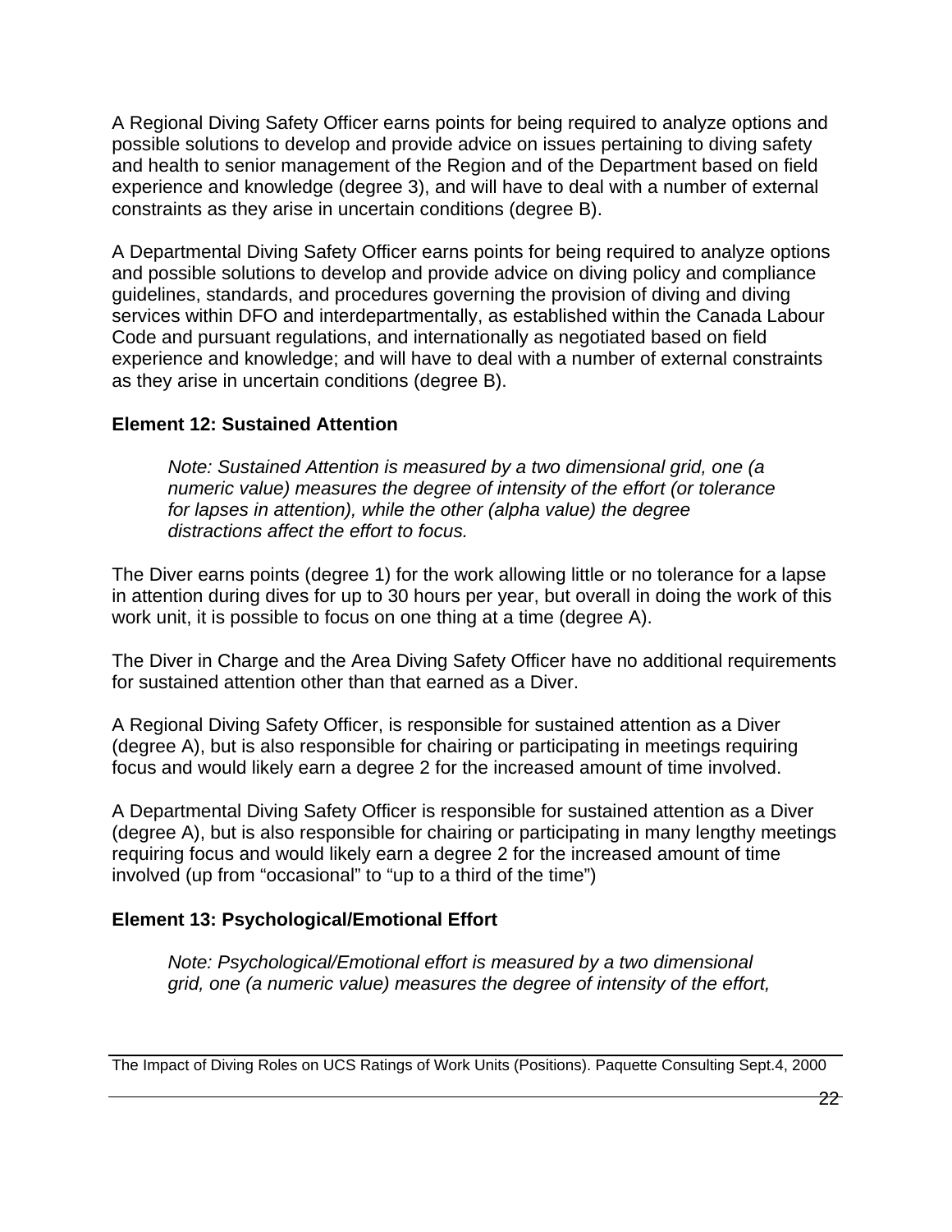A Regional Diving Safety Officer earns points for being required to analyze options and possible solutions to develop and provide advice on issues pertaining to diving safety and health to senior management of the Region and of the Department based on field experience and knowledge (degree 3), and will have to deal with a number of external constraints as they arise in uncertain conditions (degree B).

A Departmental Diving Safety Officer earns points for being required to analyze options and possible solutions to develop and provide advice on diving policy and compliance guidelines, standards, and procedures governing the provision of diving and diving services within DFO and interdepartmentally, as established within the Canada Labour Code and pursuant regulations, and internationally as negotiated based on field experience and knowledge; and will have to deal with a number of external constraints as they arise in uncertain conditions (degree B).

### Element 12: Sustained Attention

> *Note: Sustained Attention is measured by a two dimensional grid, one (a numeric value) measures the degree of intensity of the effort (or tolerance for lapses in attention), while the other (alpha value) the degree distractions affect the effort to focus.*

The Diver earns points (degree 1) for the work allowing little or no tolerance for a lapse in attention during dives for up to 30 hours per year, but overall in doing the work of this work unit, it is possible to focus on one thing at a time (degree A).

The Diver in Charge and the Area Diving Safety Officer have no additional requirements for sustained attention other than that earned as a Diver.

A Regional Diving Safety Officer, is responsible for sustained attention as a Diver (degree A), but is also responsible for chairing or participating in meetings requiring focus and would likely earn a degree 2 for the increased amount of time involved.

A Departmental Diving Safety Officer is responsible for sustained attention as a Diver (degree A), but is also responsible for chairing or participating in many lengthy meetings requiring focus and would likely earn a degree 2 for the increased amount of time involved (up from "occasional" to "up to a third of the time")

### Element 13: Psychological/Emotional Effort

> *Note: Psychological/Emotional effort is measured by a two dimensional grid, one (a numeric value) measures the degree of intensity of the effort,*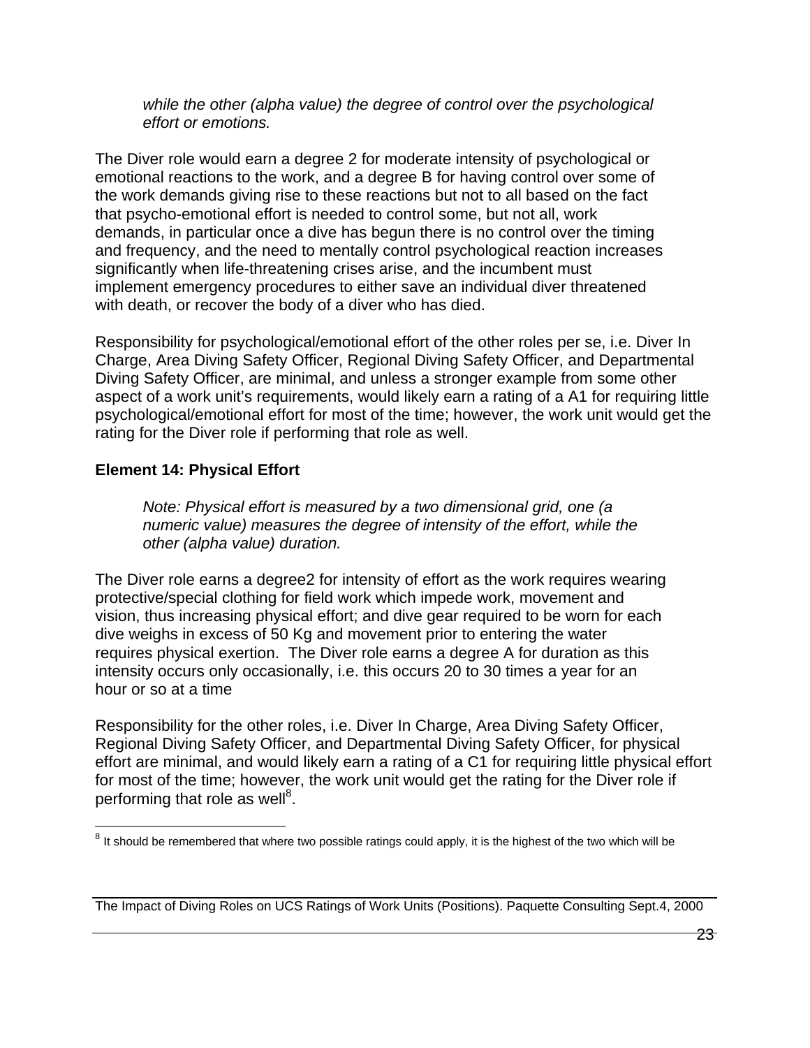*while the other (alpha value) the degree of control over the psychological effort or emotions.*

The Diver role would earn a degree 2 for moderate intensity of psychological or emotional reactions to the work, and a degree B for having control over some of the work demands giving rise to these reactions but not to all based on the fact that psycho-emotional effort is needed to control some, but not all, work demands, in particular once a dive has begun there is no control over the timing and frequency, and the need to mentally control psychological reaction increases significantly when life-threatening crises arise, and the incumbent must implement emergency procedures to either save an individual diver threatened with death, or recover the body of a diver who has died.

Responsibility for psychological/emotional effort of the other roles per se, i.e. Diver In Charge, Area Diving Safety Officer, Regional Diving Safety Officer, and Departmental Diving Safety Officer, are minimal, and unless a stronger example from some other aspect of a work unit's requirements, would likely earn a rating of a A1 for requiring little psychological/emotional effort for most of the time; however, the work unit would get the rating for the Diver role if performing that role as well.

### Element 14: Physical Effort

*Note: Physical effort is measured by a two dimensional grid, one (a numeric value) measures the degree of intensity of the effort, while the other (alpha value) duration.*

The Diver role earns a degree2 for intensity of effort as the work requires wearing protective/special clothing for field work which impede work, movement and vision, thus increasing physical effort; and dive gear required to be worn for each dive weighs in excess of 50 Kg and movement prior to entering the water requires physical exertion. The Diver role earns a degree A for duration as this intensity occurs only occasionally, i.e. this occurs 20 to 30 times a year for an hour or so at a time

Responsibility for the other roles, i.e. Diver In Charge, Area Diving Safety Officer, Regional Diving Safety Officer, and Departmental Diving Safety Officer, for physical effort are minimal, and would likely earn a rating of a C1 for requiring little physical effort for most of the time; however, the work unit would get the rating for the Diver role if performing that role as well[8].

[8] It should be remembered that where two possible ratings could apply, it is the highest of the two which will be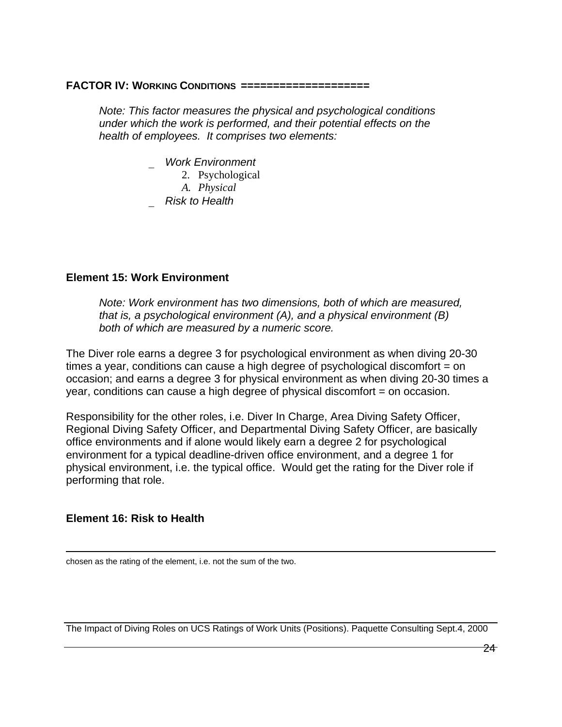**FACTOR IV: WORKING CONDITIONS ===================**

*Note: This factor measures the physical and psychological conditions under which the work is performed, and their potential effects on the health of employees. It comprises two elements:*

- *Work Environment*
  2. Psychological
  A. *Physical*
- *Risk to Health*

**Element 15: Work Environment**

*Note: Work environment has two dimensions, both of which are measured, that is, a psychological environment (A), and a physical environment (B) both of which are measured by a numeric score.*

The Diver role earns a degree 3 for psychological environment as when diving 20-30 times a year, conditions can cause a high degree of psychological discomfort = on occasion; and earns a degree 3 for physical environment as when diving 20-30 times a year, conditions can cause a high degree of physical discomfort = on occasion.

Responsibility for the other roles, i.e. Diver In Charge, Area Diving Safety Officer, Regional Diving Safety Officer, and Departmental Diving Safety Officer, are basically office environments and if alone would likely earn a degree 2 for psychological environment for a typical deadline-driven office environment, and a degree 1 for physical environment, i.e. the typical office. Would get the rating for the Diver role if performing that role.

**Element 16: Risk to Health**

---

chosen as the rating of the element, i.e. not the sum of the two.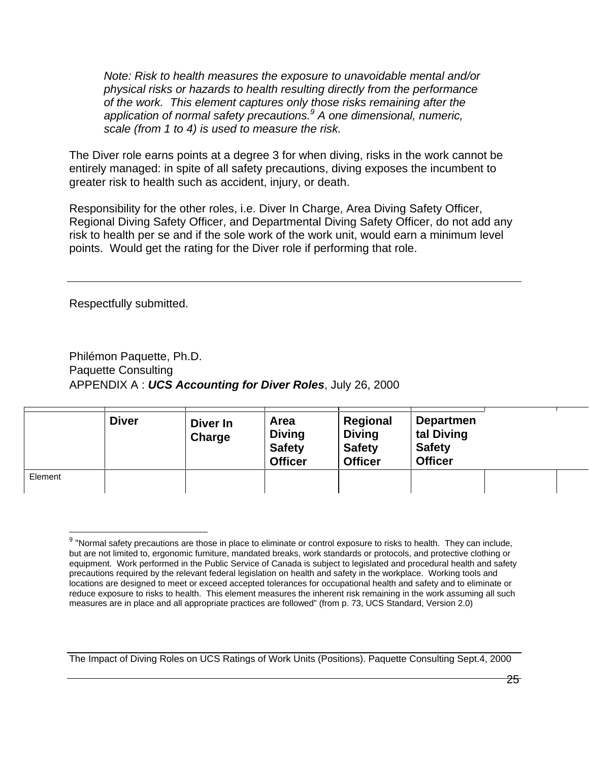*Note: Risk to health measures the exposure to unavoidable mental and/or physical risks or hazards to health resulting directly from the performance of the work. This element captures only those risks remaining after the application of normal safety precautions.[9] A one dimensional, numeric, scale (from 1 to 4) is used to measure the risk.*

The Diver role earns points at a degree 3 for when diving, risks in the work cannot be entirely managed: in spite of all safety precautions, diving exposes the incumbent to greater risk to health such as accident, injury, or death.

Responsibility for the other roles, i.e. Diver In Charge, Area Diving Safety Officer, Regional Diving Safety Officer, and Departmental Diving Safety Officer, do not add any risk to health per se and if the sole work of the work unit, would earn a minimum level points. Would get the rating for the Diver role if performing that role.

---

Respectfully submitted.

Philémon Paquette, Ph.D.
Paquette Consulting
APPENDIX A : ***UCS Accounting for Diver Roles***, July 26, 2000

| | Diver | Diver In Charge | Area Diving Safety Officer | Regional Diving Safety Officer | Departmental Diving Safety Officer | | |
|---|---|---|---|---|---|---|---|
| Element | | | | | | | |

[9] "Normal safety precautions are those in place to eliminate or control exposure to risks to health. They can include, but are not limited to, ergonomic furniture, mandated breaks, work standards or protocols, and protective clothing or equipment. Work performed in the Public Service of Canada is subject to legislated and procedural health and safety precautions required by the relevant federal legislation on health and safety in the workplace. Working tools and locations are designed to meet or exceed accepted tolerances for occupational health and safety and to eliminate or reduce exposure to risks to health. This element measures the inherent risk remaining in the work assuming all such measures are in place and all appropriate practices are followed" (from p. 73, UCS Standard, Version 2.0)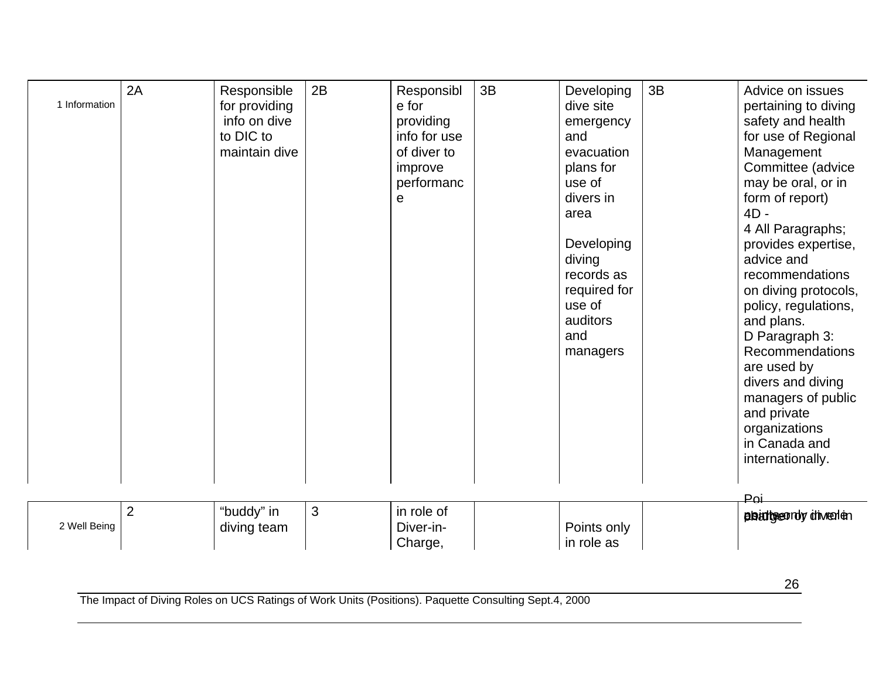| | | | | | | | | |
|---|---|---|---|---|---|---|---|---|
| 1 Information | 2A | Responsible for providing info on dive to DIC to maintain dive | 2B | Responsible for providing info for use of diver to improve performance | 3B | Developing dive site emergency and evacuation plans for use of divers in area<br><br>Developing diving records as required for use of auditors and managers | 3B | Advice on issues pertaining to diving safety and health for use of Regional Management Committee (advice may be oral, or in form of report)<br>4D -<br>4 All Paragraphs; provides expertise, advice and recommendations on diving protocols, policy, regulations, and plans.<br>D Paragraph 3: Recommendations are used by divers and diving managers of public and private organizations in Canada and internationally. |
| 2 Well Being | 2 | "buddy" in diving team | 3 | in role of Diver-in-Charge, | | Points only in role as | | Points only in role as diver in charge |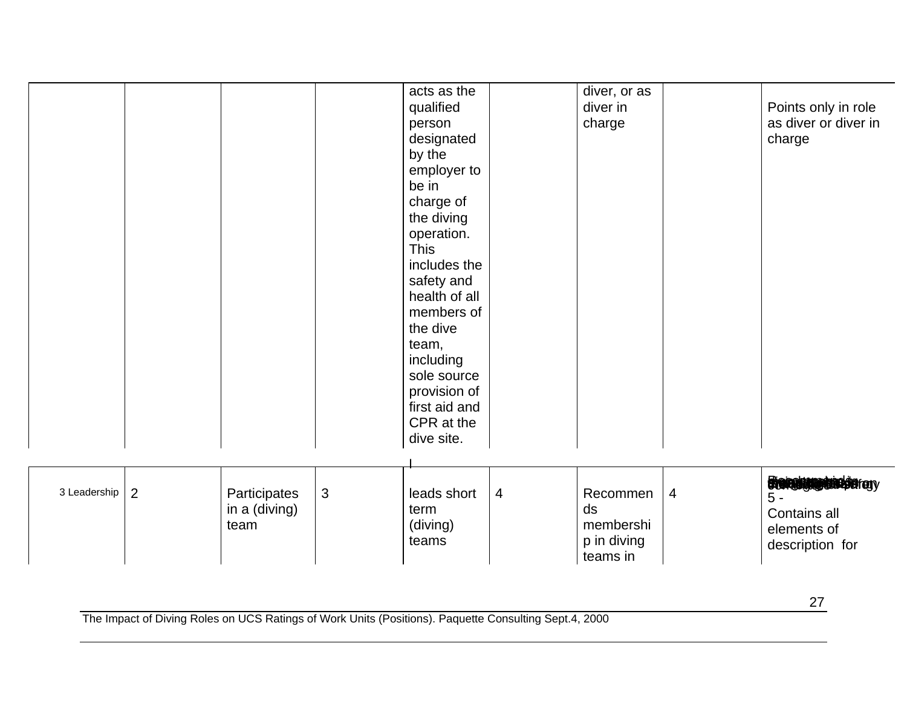| | | | | | | | | |
|---|---|---|---|---|---|---|---|---|
| | | | | acts as the qualified person designated by the employer to be in charge of the diving operation. This includes the safety and health of all members of the dive team, including sole source provision of first aid and CPR at the dive site. | | diver, or as diver in charge | | Points only in role as diver or diver in charge |
| 3 Leadership | 2 | Participates in a (diving) team | 3 | leads short term (diving) teams | 4 | Recommends membership in diving teams in | 4 | 5 - Contains all elements of description for |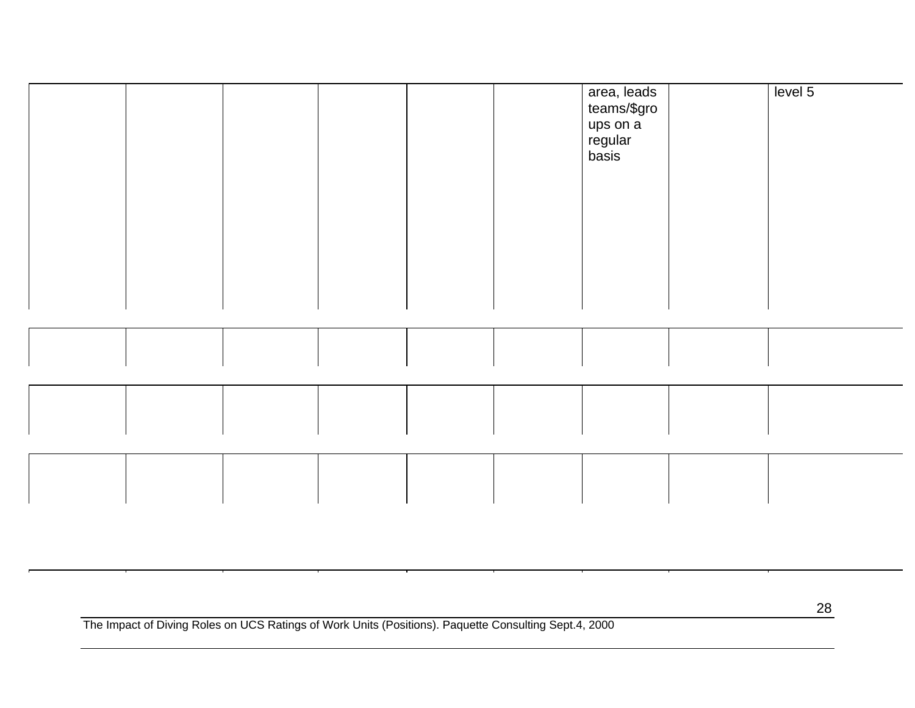| | | | | | | | | |
|---|---|---|---|---|---|---|---|---|
| | | | | | | area, leads teams/$groups on a regular basis | | level 5 |
| | | | | | | | | |
| | | | | | | | | |
| | | | | | | | | |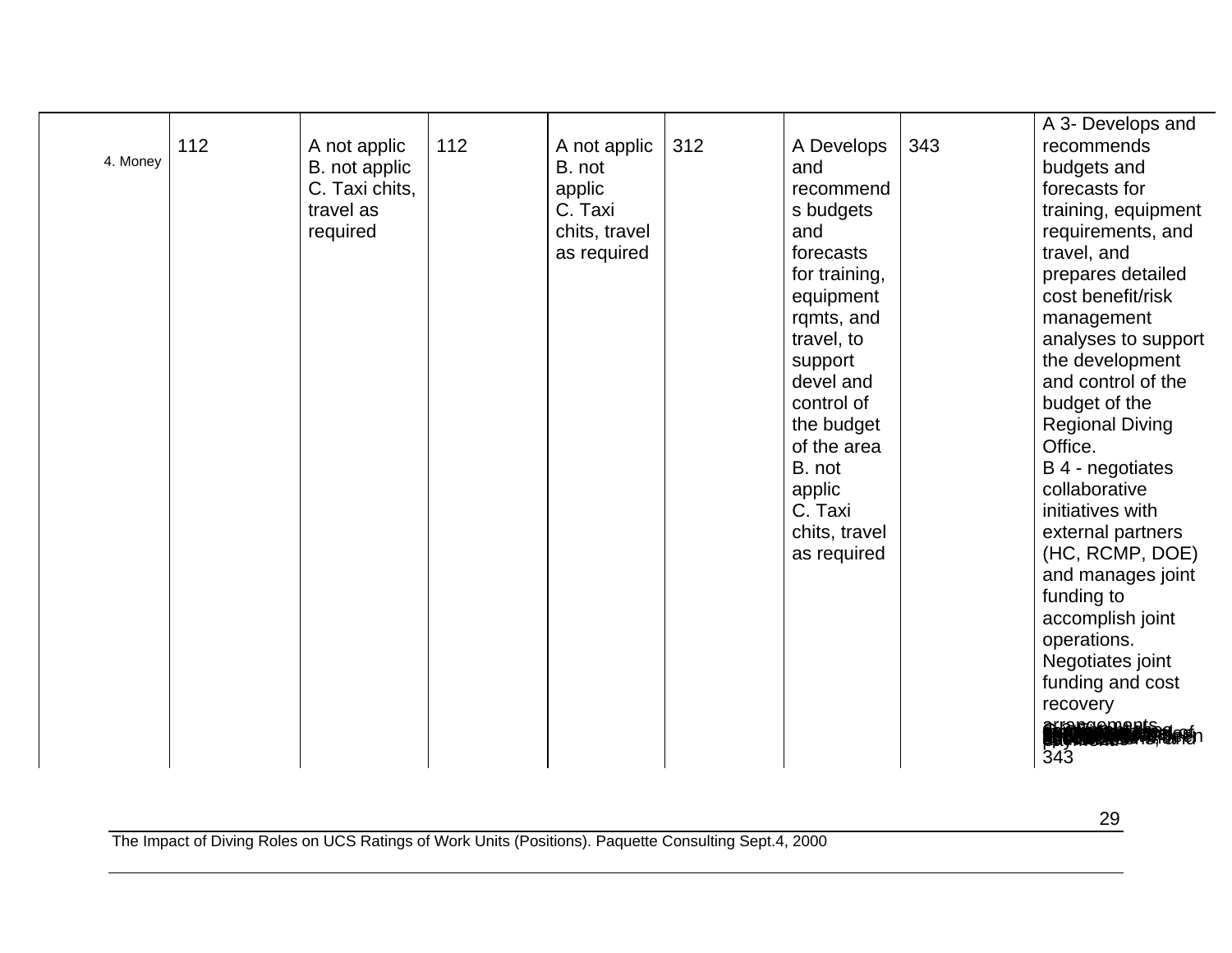| | | | | | | | | |
|---|---|---|---|---|---|---|---|---|
| 4. Money | 112 | A not applic B. not applic C. Taxi chits, travel as required | 112 | A not applic B. not applic C. Taxi chits, travel as required | 312 | A Develops and recommends budgets and forecasts for training, equipment rqmts, and travel, to support devel and control of the budget of the area B. not applic C. Taxi chits, travel as required | 343 | A 3- Develops and recommends budgets and forecasts for training, equipment requirements, and travel, and prepares detailed cost benefit/risk management analyses to support the development and control of the budget of the Regional Diving Office. B 4 - negotiates collaborative initiatives with external partners (HC, RCMP, DOE) and manages joint funding to accomplish joint operations. Negotiates joint funding and cost recovery arrangements 343 |

The Impact of Diving Roles on UCS Ratings of Work Units (Positions). Paquette Consulting Sept.4, 2000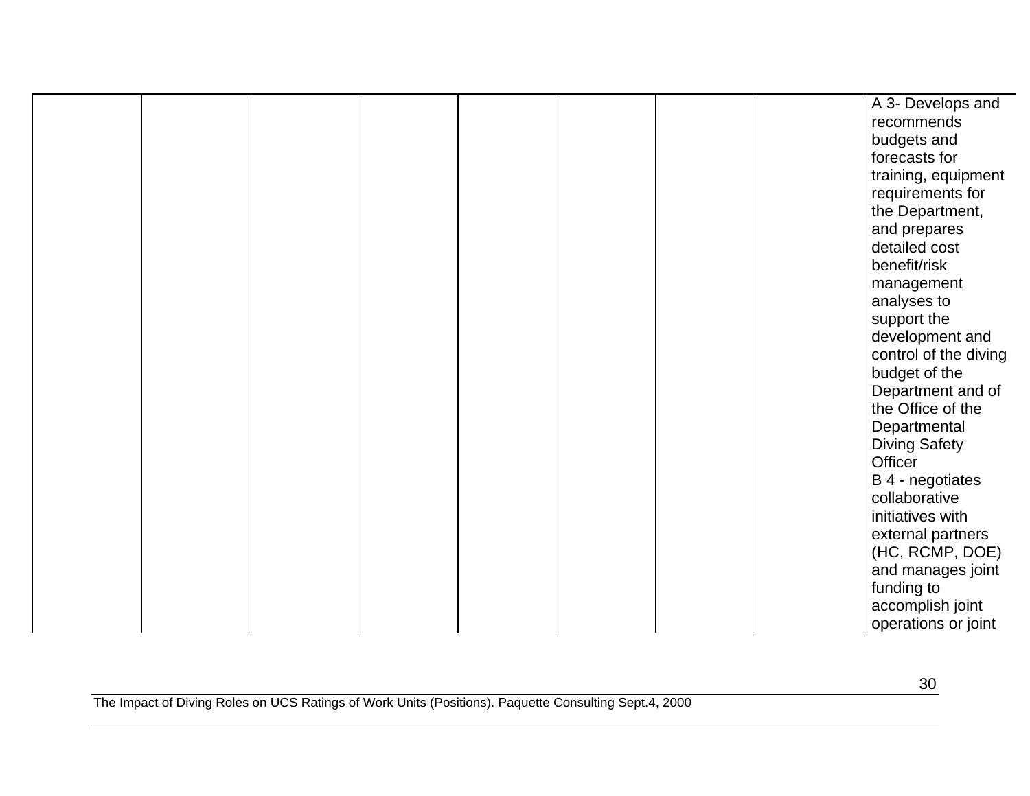| | | | | | | | | |
|---|---|---|---|---|---|---|---|---|
| | | | | | | | | A 3- Develops and recommends budgets and forecasts for training, equipment requirements for the Department, and prepares detailed cost benefit/risk management analyses to support the development and control of the diving budget of the Department and of the Office of the Departmental Diving Safety Officer<br>B 4 - negotiates collaborative initiatives with external partners (HC, RCMP, DOE) and manages joint funding to accomplish joint operations or joint |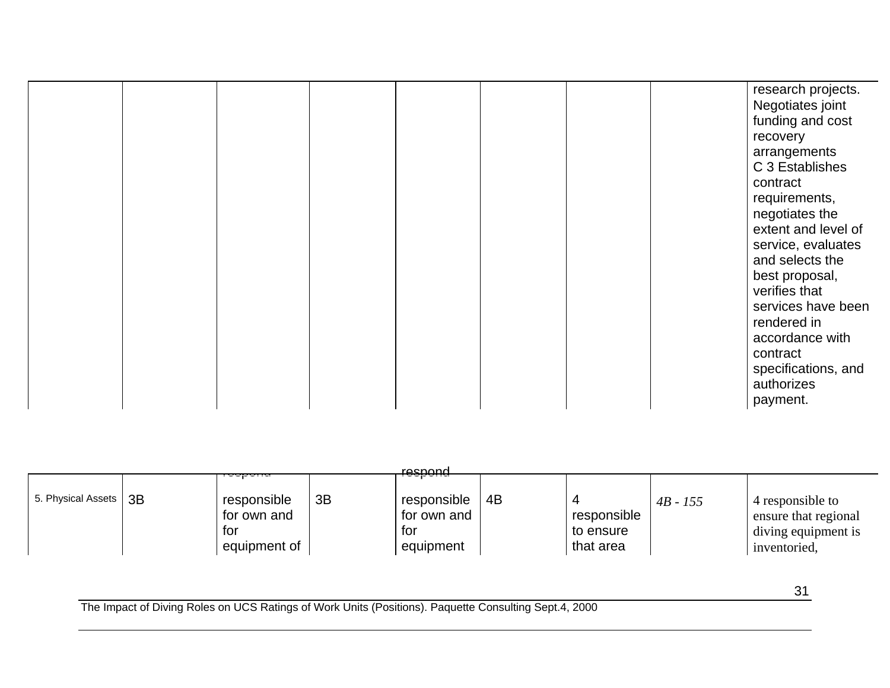| | | | | | | | | |
|---|---|---|---|---|---|---|---|---|
| | | | | | | | | research projects. Negotiates joint funding and cost recovery arrangements<br>C 3 Establishes contract requirements, negotiates the extent and level of service, evaluates and selects the best proposal, verifies that services have been rendered in accordance with contract specifications, and authorizes payment. |
| | | respond | | respond | | | | |
| 5. Physical Assets | 3B | responsible for own and for equipment of | 3B | responsible for own and for equipment | 4B | 4 responsible to ensure that area | *4B - 155* | 4 responsible to ensure that regional diving equipment is inventoried, |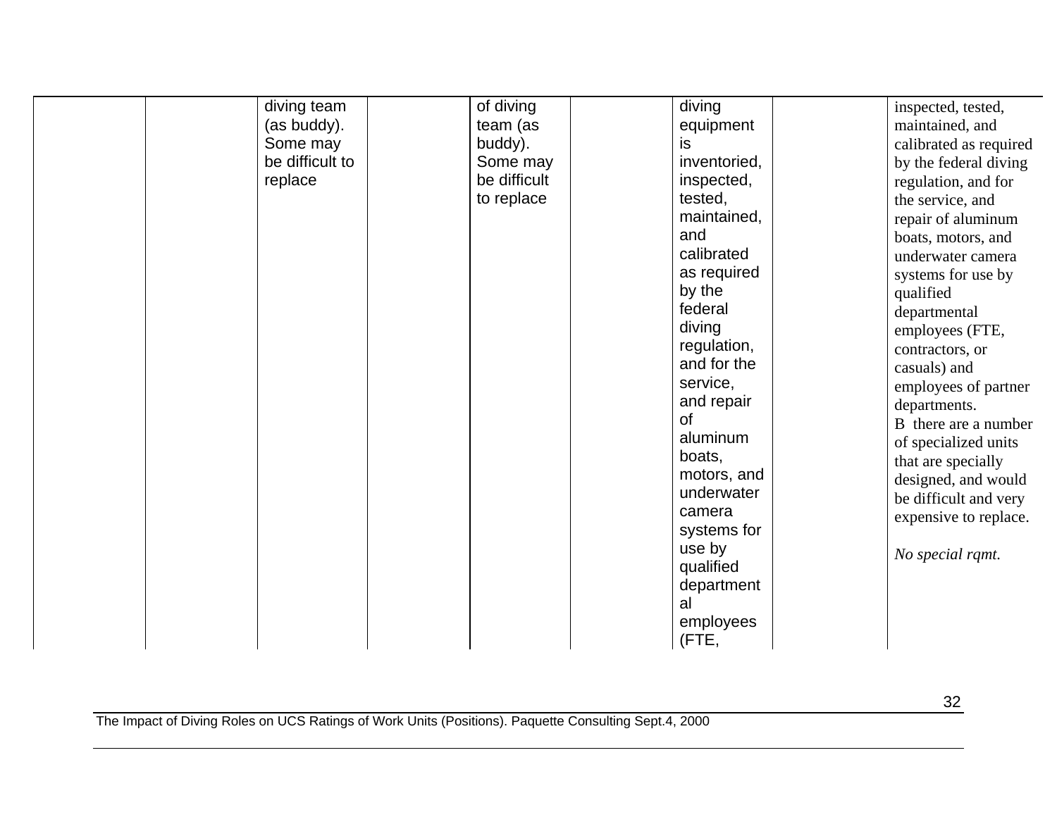| | | | | | | | | |
|---|---|---|---|---|---|---|---|---|
| | | diving team (as buddy). Some may be difficult to replace | | of diving team (as buddy). Some may be difficult to replace | | diving equipment is inventoried, inspected, tested, maintained, and calibrated as required by the federal diving regulation, and for the service, and repair of aluminum boats, motors, and underwater camera systems for use by qualified departmental employees (FTE, | | inspected, tested, maintained, and calibrated as required by the federal diving regulation, and for the service, and repair of aluminum boats, motors, and underwater camera systems for use by qualified departmental employees (FTE, contractors, or casuals) and employees of partner departments.<br>B there are a number of specialized units that are specially designed, and would be difficult and very expensive to replace.<br><br>*No special rqmt.* |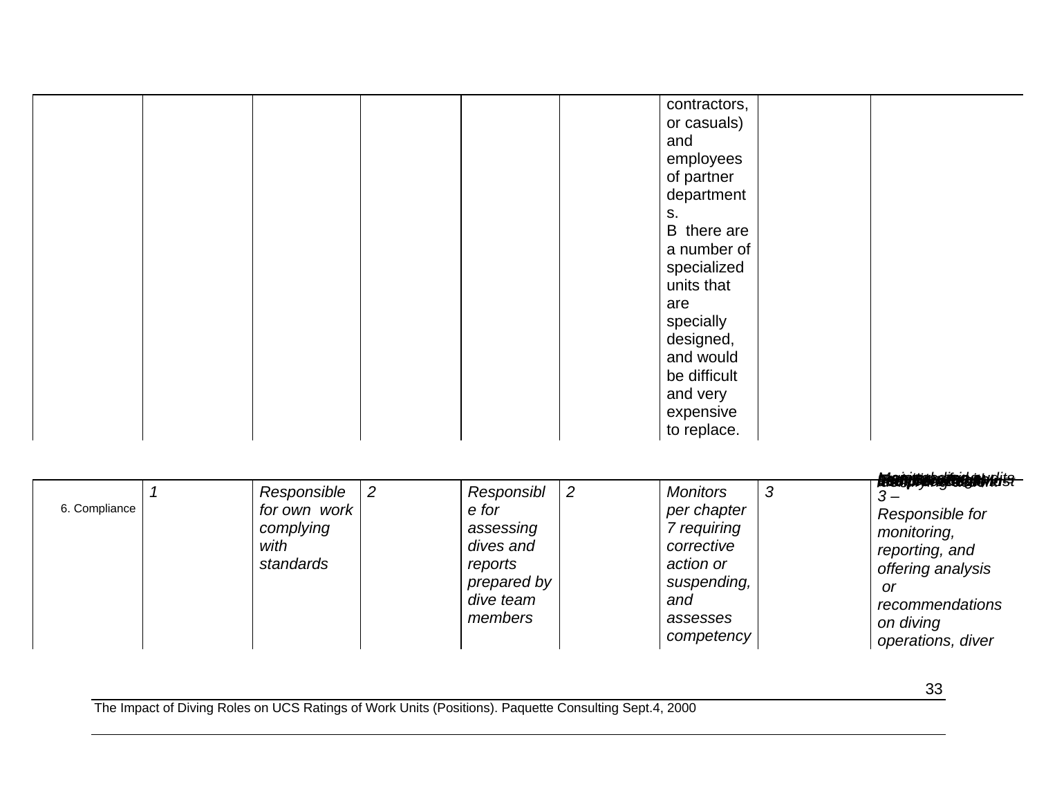| | | | | | | | | |
|---|---|---|---|---|---|---|---|---|
| | | | | | | contractors, or casuals) and employees of partner departments. B there are a number of specialized units that are specially designed, and would be difficult and very expensive to replace. | | |

| | | | | | | | | |
|---|---|---|---|---|---|---|---|---|
| 6. Compliance | *1* | *Responsible for own work complying with standards* | *2* | *Responsible for assessing dives and reports prepared by dive team members* | *2* | *Monitors per chapter 7 requiring corrective action or suspending, and assesses competency* | *3* | *3 – Responsible for monitoring, reporting, and offering analysis or recommendations on diving operations, diver* |

The Impact of Diving Roles on UCS Ratings of Work Units (Positions). Paquette Consulting Sept.4, 2000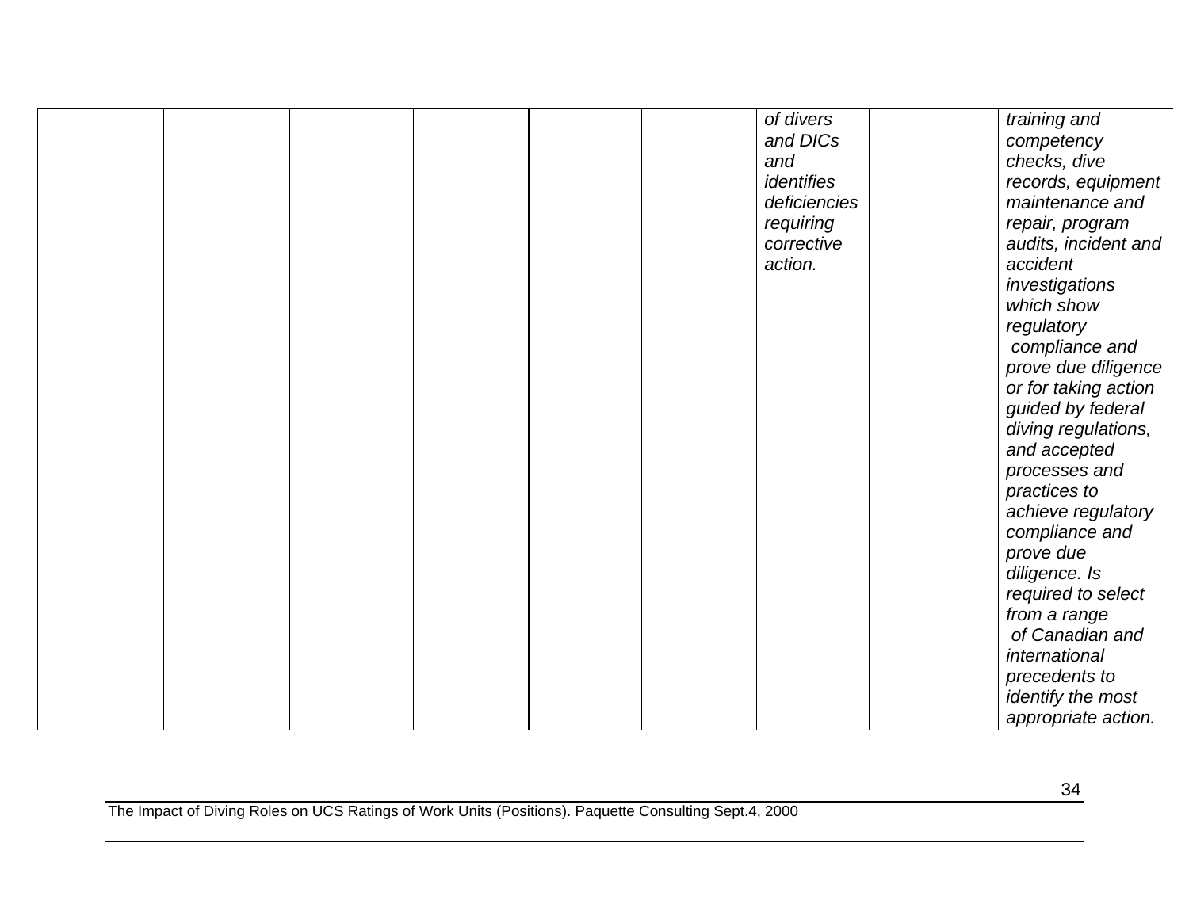| | | | | | | | | |
|---|---|---|---|---|---|---|---|---|
| | | | | | | *of divers and DICs and identifies deficiencies requiring corrective action.* | | *training and competency checks, dive records, equipment maintenance and repair, program audits, incident and accident investigations which show regulatory compliance and prove due diligence or for taking action guided by federal diving regulations, and accepted processes and practices to achieve regulatory compliance and prove due diligence. Is required to select from a range of Canadian and international precedents to identify the most appropriate action.* |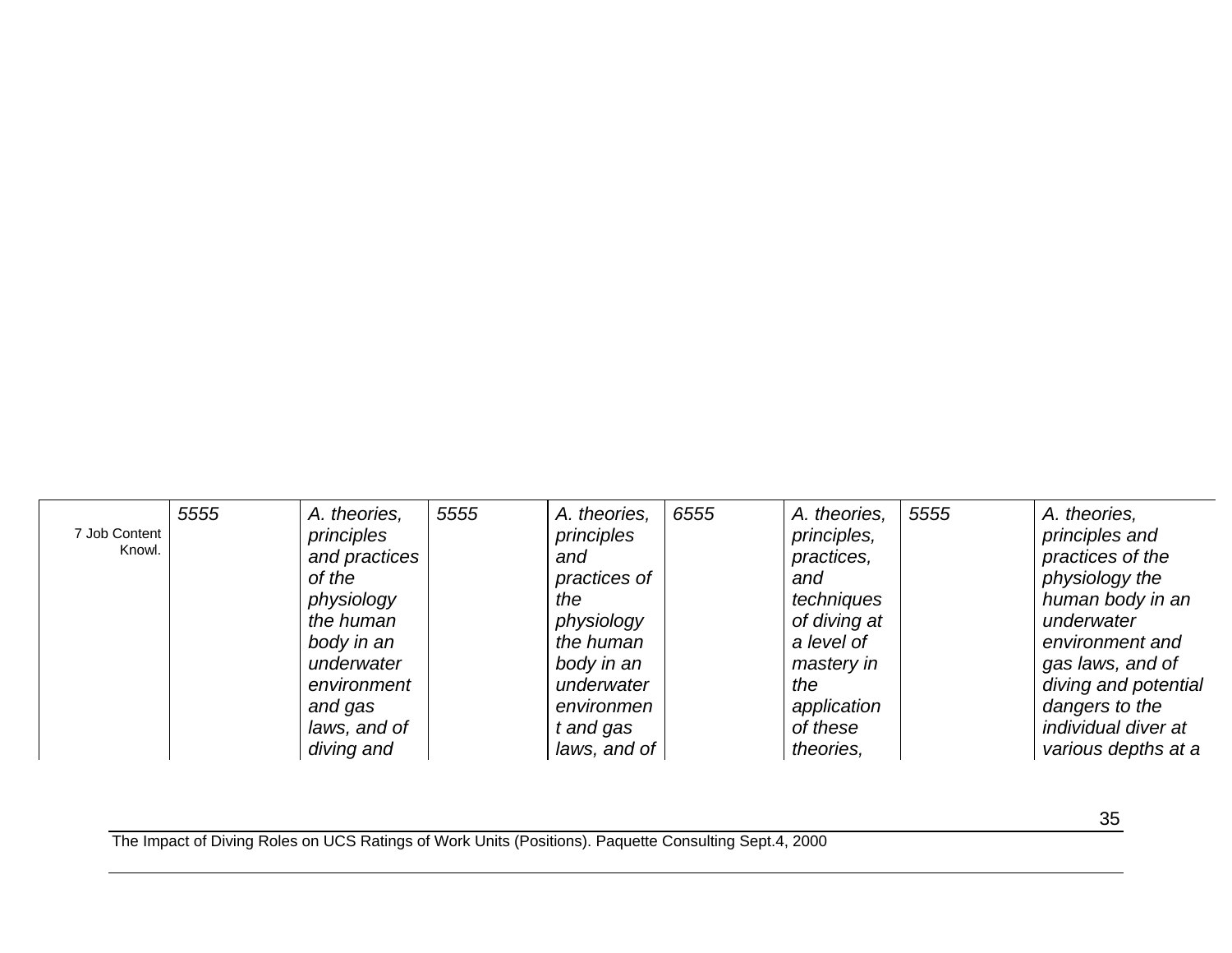| | | | | | | | | |
|---|---|---|---|---|---|---|---|---|
| 7 Job Content Knowl. | *5555* | *A. theories, principles and practices of the physiology the human body in an underwater environment and gas laws, and of diving and* | *5555* | *A. theories, principles and practices of the physiology the human body in an underwater environment and gas laws, and of* | *6555* | *A. theories, principles, practices, and techniques of diving at a level of mastery in the application of these theories,* | *5555* | *A. theories, principles and practices of the physiology the human body in an underwater environment and gas laws, and of diving and potential dangers to the individual diver at various depths at a* |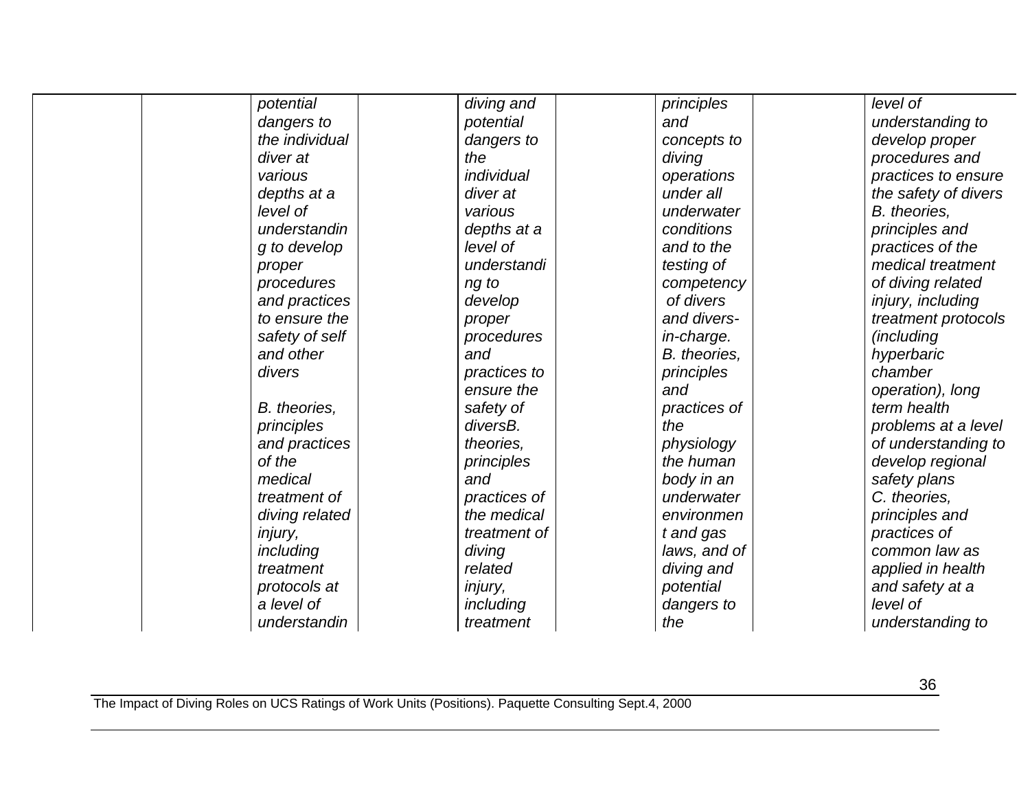| | | | | | | | | |
|---|---|---|---|---|---|---|---|---|
| | | *potential dangers to the individual diver at various depths at a level of understanding to develop proper procedures and practices to ensure the safety of self and other divers*<br><br>*B. theories, principles and practices of the medical treatment of diving related injury, including treatment protocols at a level of understandin* | | *diving and potential dangers to the individual diver at various depths at a level of understanding to develop proper procedures and practices to ensure the safety of diversB. theories, principles and practices of the medical treatment of diving related injury, including treatment* | | *principles and concepts to diving operations under all underwater conditions and to the testing of competency of divers and divers-in-charge.*<br>*B. theories, principles and practices of the physiology the human body in an underwater environment and gas laws, and of diving and potential dangers to the* | | *level of understanding to develop proper procedures and practices to ensure the safety of divers*<br>*B. theories, principles and practices of the medical treatment of diving related injury, including treatment protocols (including hyperbaric chamber operation), long term health problems at a level of understanding to develop regional safety plans*<br>*C. theories, principles and practices of common law as applied in health and safety at a level of understanding to* |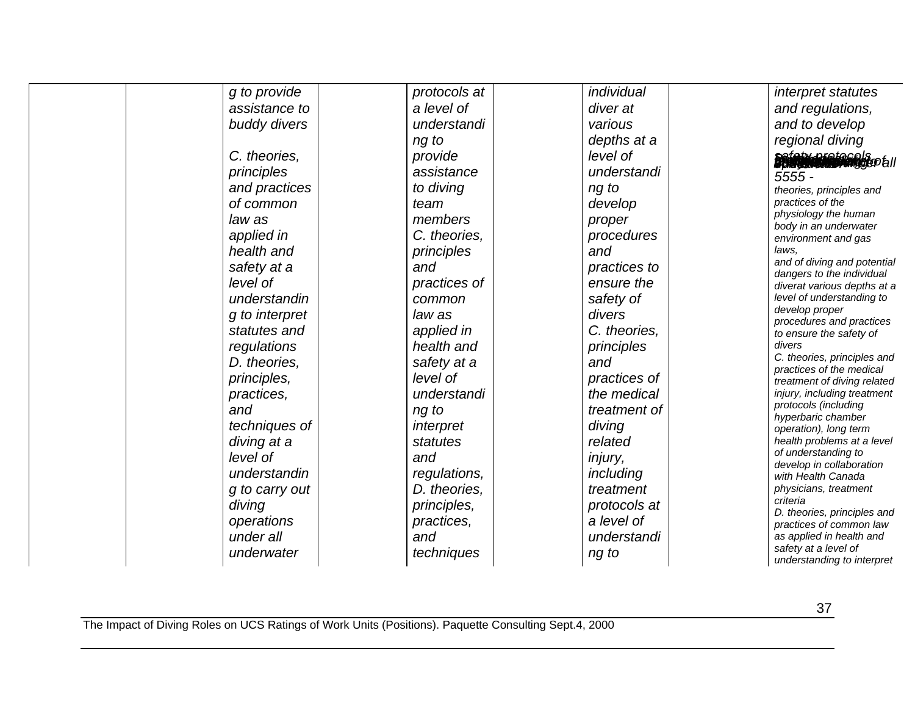| | | | | | | | |
|---|---|---|---|---|---|---|---|
| | | *g to provide assistance to buddy divers*<br><br>*C. theories, principles and practices of common law as applied in health and safety at a level of understandin g to interpret statutes and regulations*<br>*D. theories, principles, practices, and techniques of diving at a level of understandin g to carry out diving operations under all underwater* | | *protocols at a level of understandi ng to provide assistance to diving team members*<br>*C. theories, principles and practices of common law as applied in health and safety at a level of understandi ng to interpret statutes and regulations,*<br>*D. theories, principles, practices, and techniques* | | *individual diver at various depths at a level of understandi ng to develop proper procedures and practices to ensure the safety of divers*<br>*C. theories, principles and practices of the medical treatment of diving related injury, including treatment protocols at a level of understandi ng to* | | *interpret statutes and regulations, and to develop regional diving safety protocols*<br>*5555 -*<br>*theories, principles and practices of the physiology the human body in an underwater environment and gas laws,*<br>*and of diving and potential dangers to the individual diverat various depths at a level of understanding to develop proper procedures and practices to ensure the safety of divers*<br>*C. theories, principles and practices of the medical treatment of diving related injury, including treatment protocols (including hyperbaric chamber operation), long term health problems at a level of understanding to develop in collaboration with Health Canada physicians, treatment criteria*<br>*D. theories, principles and practices of common law as applied in health and safety at a level of understanding to interpret* |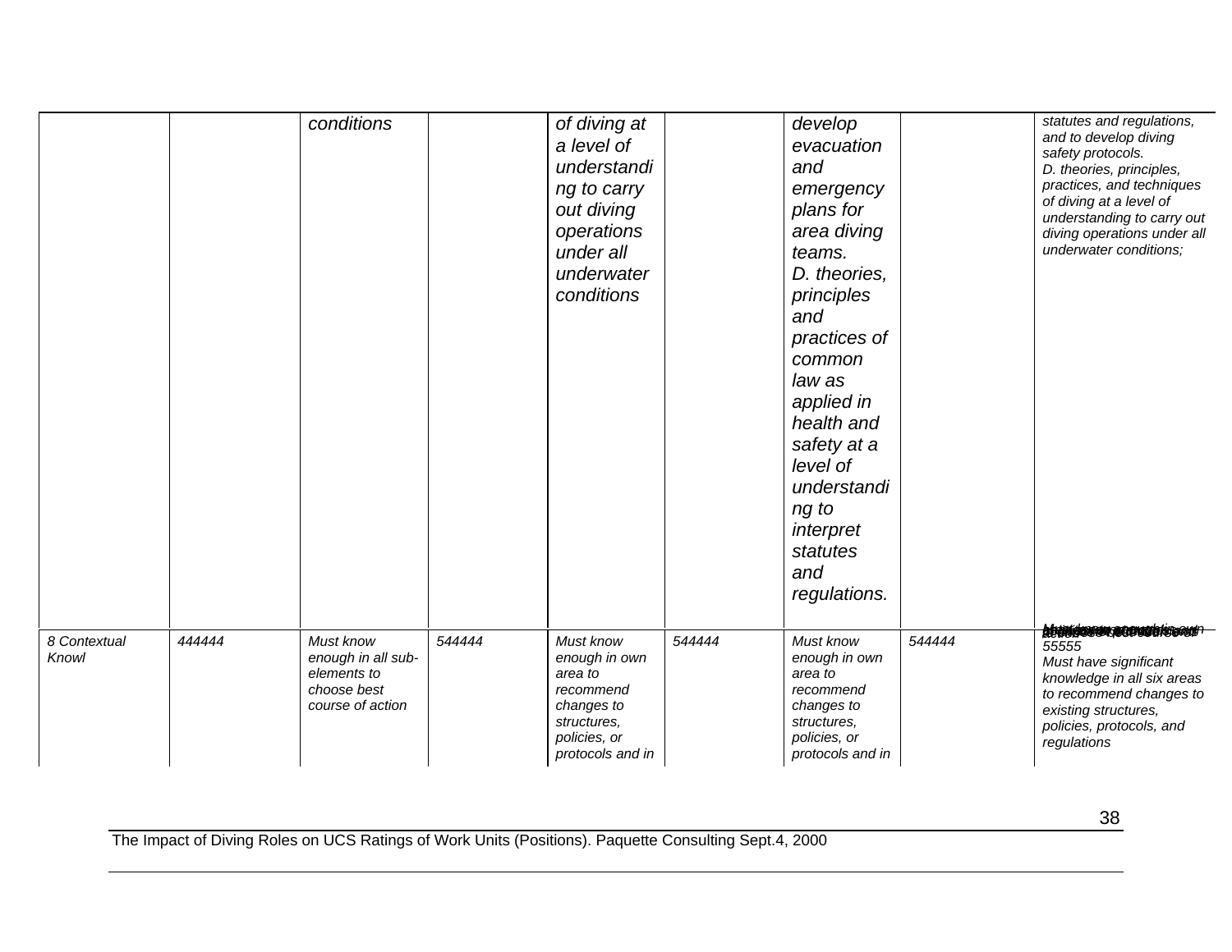| | | | | | | | | |
|---|---|---|---|---|---|---|---|---|
| | | *conditions* | | *of diving at a level of understanding to carry out diving operations under all underwater conditions* | | *develop evacuation and emergency plans for area diving teams.*<br>*D. theories, principles and practices of common law as applied in health and safety at a level of understanding to interpret statutes and regulations.* | | *statutes and regulations, and to develop diving safety protocols.*<br>*D. theories, principles, practices, and techniques of diving at a level of understanding to carry out diving operations under all underwater conditions;* |
| *8 Contextual Knowl* | *444444* | *Must know enough in all sub-elements to choose best course of action* | *544444* | *Must know enough in own area to recommend changes to structures, policies, or protocols and in* | *544444* | *Must know enough in own area to recommend changes to structures, policies, or protocols and in* | *544444* | *55555*<br>*Must have significant knowledge in all six areas to recommend changes to existing structures, policies, protocols, and regulations* |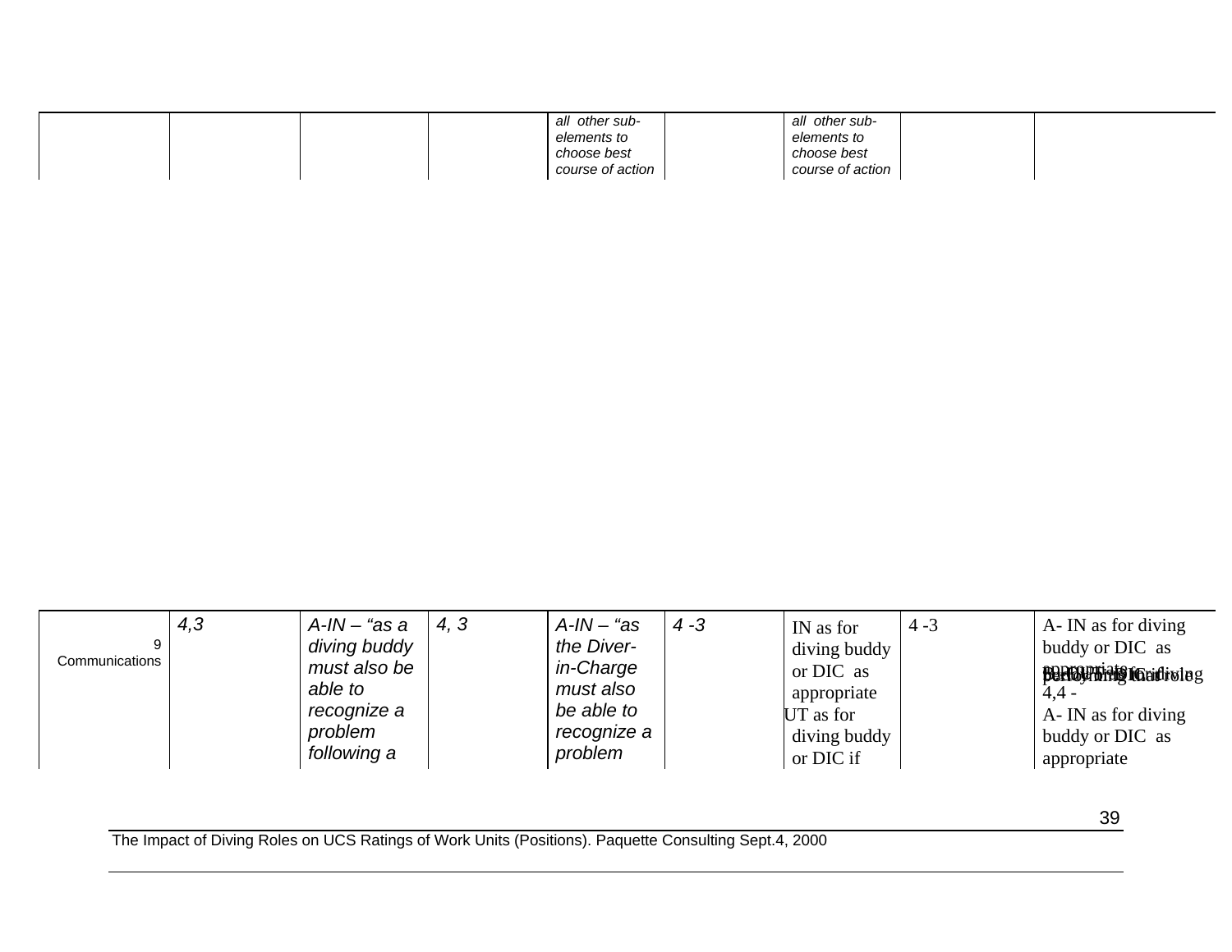| | | | | | | | | |
|---|---|---|---|---|---|---|---|---|
| | | | | *all other sub-elements to choose best course of action* | | *all other sub-elements to choose best course of action* | | |

| | | | | | | | | |
|---|---|---|---|---|---|---|---|---|
| 9 Communications | *4,3* | *A-IN – "as a diving buddy must also be able to recognize a problem following a* | *4, 3* | *A-IN – "as the Diver-in-Charge must also be able to recognize a problem* | *4 -3* | IN as for diving buddy or DIC as appropriate UT as for diving buddy or DIC if | 4 -3 | A- IN as for diving buddy or DIC as appropriate performing that role 4,4 - A- IN as for diving buddy or DIC as appropriate |

The Impact of Diving Roles on UCS Ratings of Work Units (Positions). Paquette Consulting Sept.4, 2000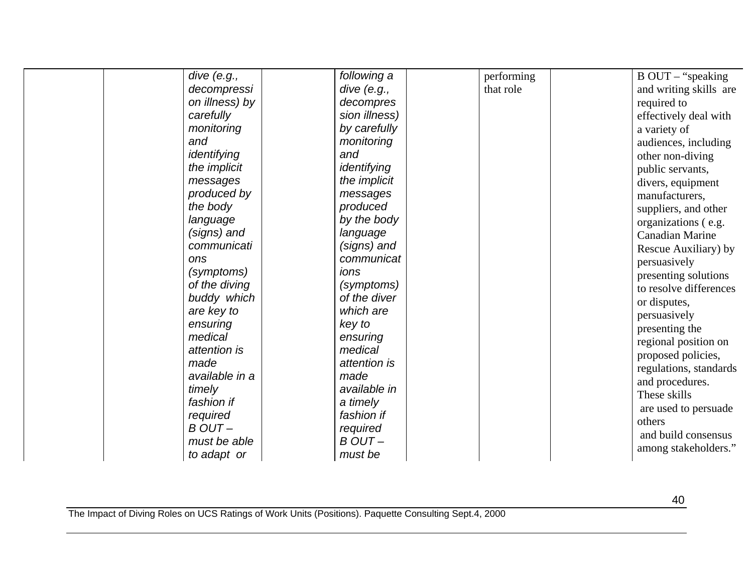| | | | | | | | | |
|---|---|---|---|---|---|---|---|---|
| | | *dive (e.g., decompression illness) by carefully monitoring and identifying the implicit messages produced by the body language (signs) and communications (symptoms) of the diving buddy which are key to ensuring medical attention is made available in a timely fashion if required B OUT – must be able to adapt or* | | *following a dive (e.g., decompression illness) by carefully monitoring and identifying the implicit messages produced by the body language (signs) and communications (symptoms) of the diver which are key to ensuring medical attention is made available in a timely fashion if required B OUT – must be* | | performing that role | | B OUT – "speaking and writing skills are required to effectively deal with a variety of audiences, including other non-diving public servants, divers, equipment manufacturers, suppliers, and other organizations ( e.g. Canadian Marine Rescue Auxiliary) by persuasively presenting solutions to resolve differences or disputes, persuasively presenting the regional position on proposed policies, regulations, standards and procedures. These skills are used to persuade others and build consensus among stakeholders." |

The Impact of Diving Roles on UCS Ratings of Work Units (Positions). Paquette Consulting Sept.4, 2000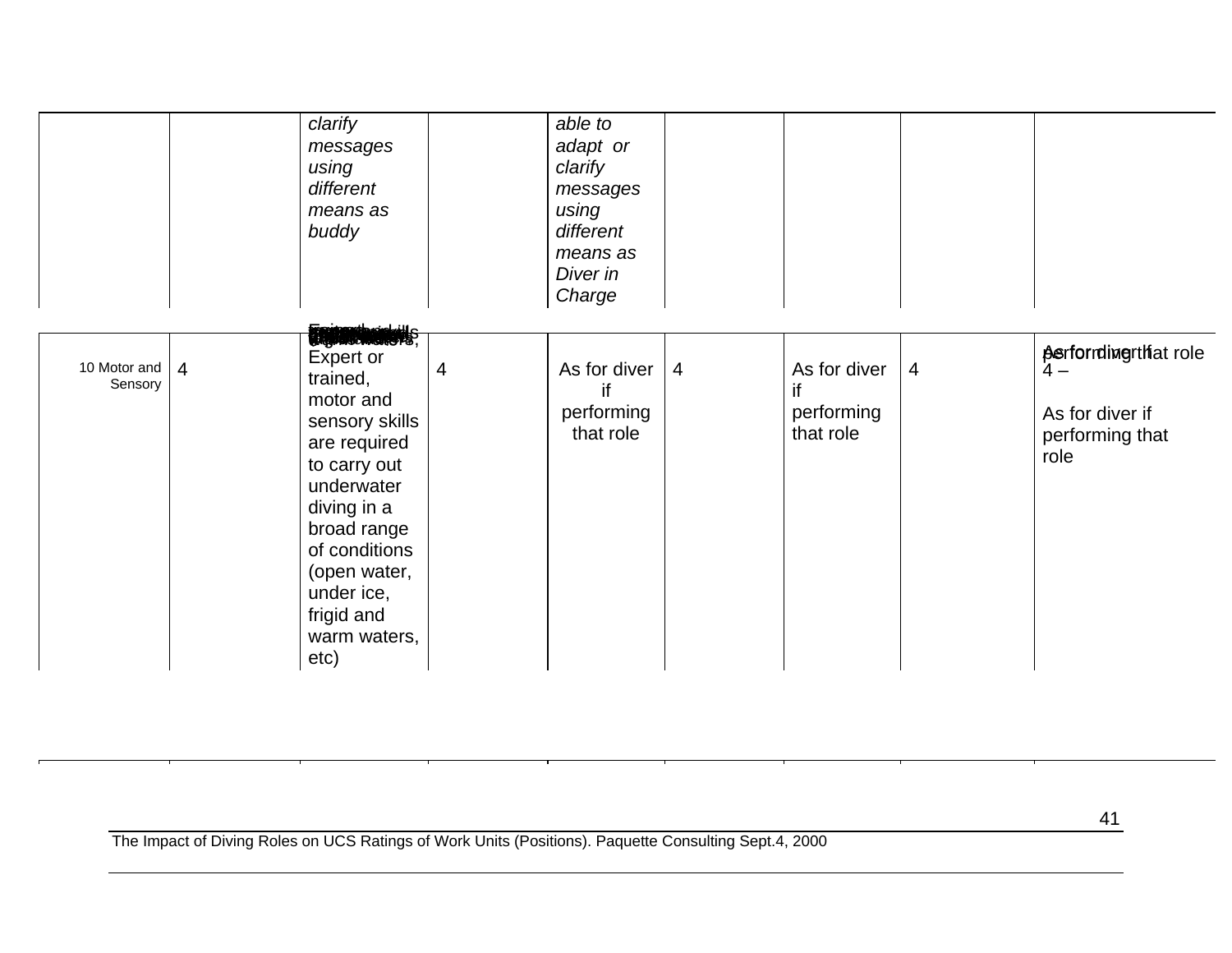| | | | | | | | | |
|---|---|---|---|---|---|---|---|---|
| | | *clarify messages using different means as buddy* | | *able to adapt or clarify messages using different means as Diver in Charge* | | | | |
| 10 Motor and Sensory | 4 | Expert or trained, motor and sensory skills are required to carry out underwater diving in a broad range of conditions (open water, under ice, frigid and warm waters, etc) | 4 | As for diver if performing that role | 4 | As for diver if performing that role | 4 | 4 – As for diver if performing that role |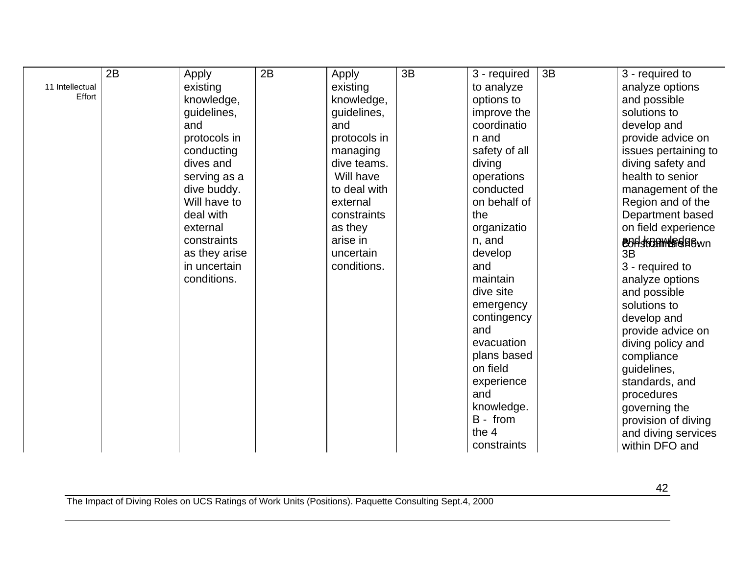| | | | | | | | | |
|---|---|---|---|---|---|---|---|---|
| 11 Intellectual Effort | 2B | Apply existing knowledge, guidelines, and protocols in conducting dives and serving as a dive buddy. Will have to deal with external constraints as they arise in uncertain conditions. | 2B | Apply existing knowledge, guidelines, and protocols in managing dive teams. Will have to deal with external constraints as they arise in uncertain conditions. | 3B | 3 - required to analyze options to improve the coordination and safety of all diving operations conducted on behalf of the organization, and develop and maintain dive site emergency contingency and evacuation plans based on field experience and knowledge. B - from the 4 constraints | 3B | 3 - required to analyze options and possible solutions to develop and provide advice on issues pertaining to diving safety and health to senior management of the Region and of the Department based on field experience and knowledge. constraints shown 3B 3 - required to analyze options and possible solutions to develop and provide advice on diving policy and compliance guidelines, standards, and procedures governing the provision of diving and diving services within DFO and |

The Impact of Diving Roles on UCS Ratings of Work Units (Positions). Paquette Consulting Sept.4, 2000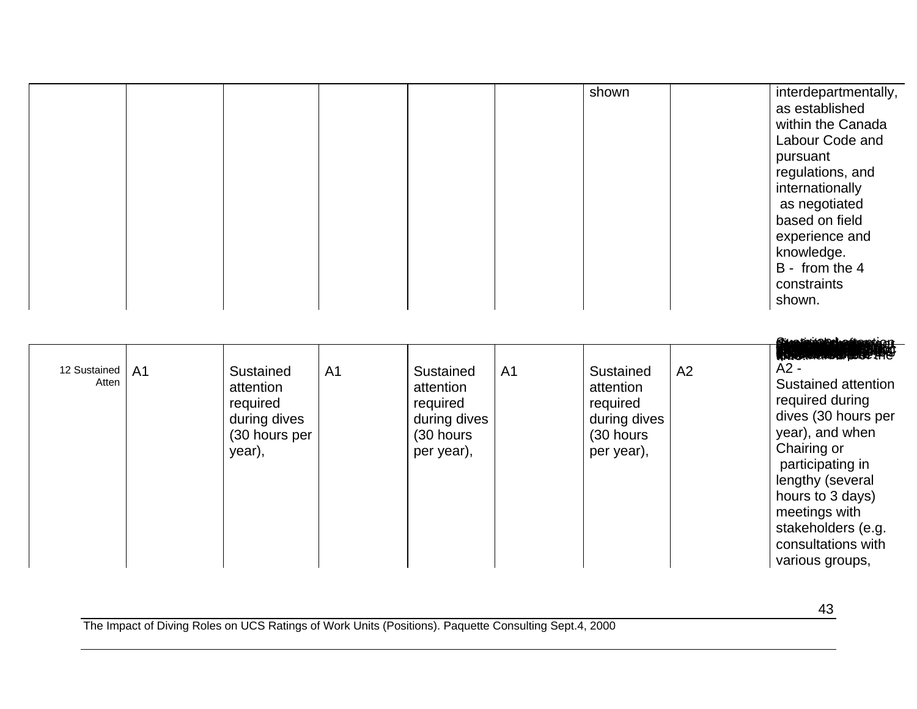| | | | | | | | | |
|---|---|---|---|---|---|---|---|---|
| | | | | | | shown | | interdepartmentally, as established within the Canada Labour Code and pursuant regulations, and internationally as negotiated based on field experience and knowledge. B - from the 4 constraints shown. |
| 12 Sustained Atten | A1 | Sustained attention required during dives (30 hours per year), | A1 | Sustained attention required during dives (30 hours per year), | A1 | Sustained attention required during dives (30 hours per year), | A2 | A2 - Sustained attention required during dives (30 hours per year), and when Chairing or participating in lengthy (several hours to 3 days) meetings with stakeholders (e.g. consultations with various groups, |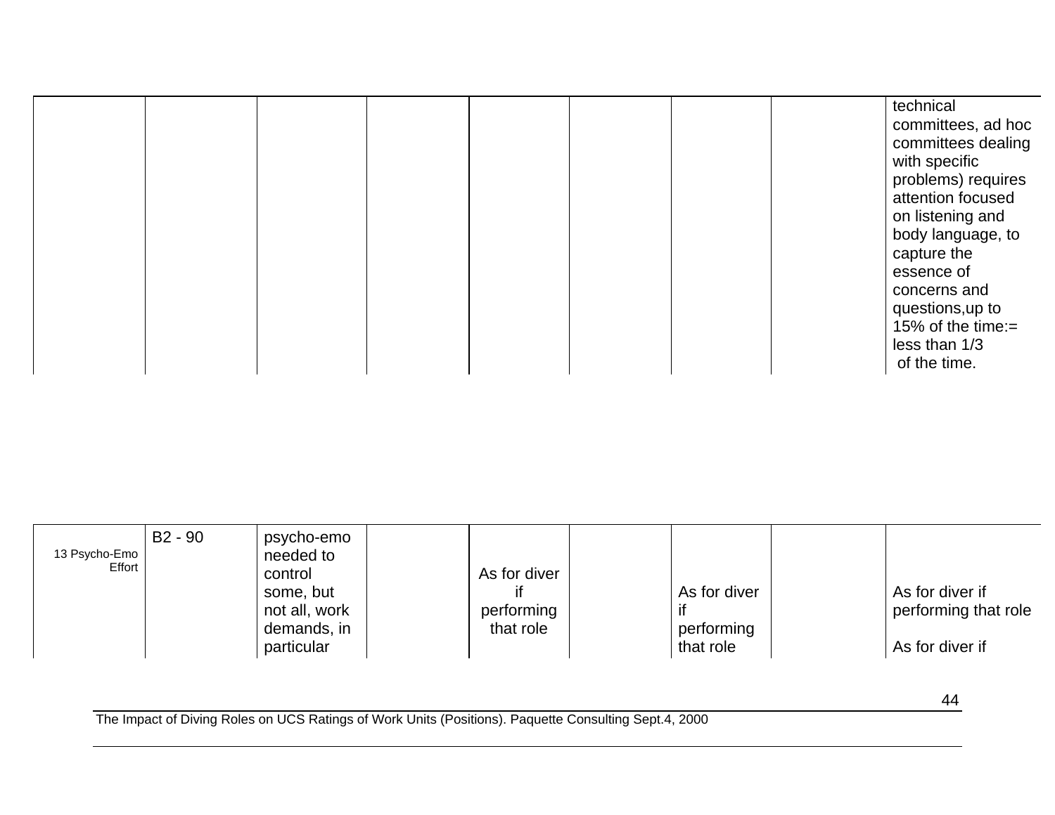| | | | | | | | | |
|---|---|---|---|---|---|---|---|---|
| | | | | | | | | technical committees, ad hoc committees dealing with specific problems) requires attention focused on listening and body language, to capture the essence of concerns and questions,up to 15% of the time:= less than 1/3 of the time. |

| | | | | | | | | |
|---|---|---|---|---|---|---|---|---|
| 13 Psycho-Emo Effort | B2 - 90 | psycho-emo needed to control some, but not all, work demands, in particular | | As for diver if performing that role | | As for diver if performing that role | | As for diver if performing that role<br><br>As for diver if |

The Impact of Diving Roles on UCS Ratings of Work Units (Positions). Paquette Consulting Sept.4, 2000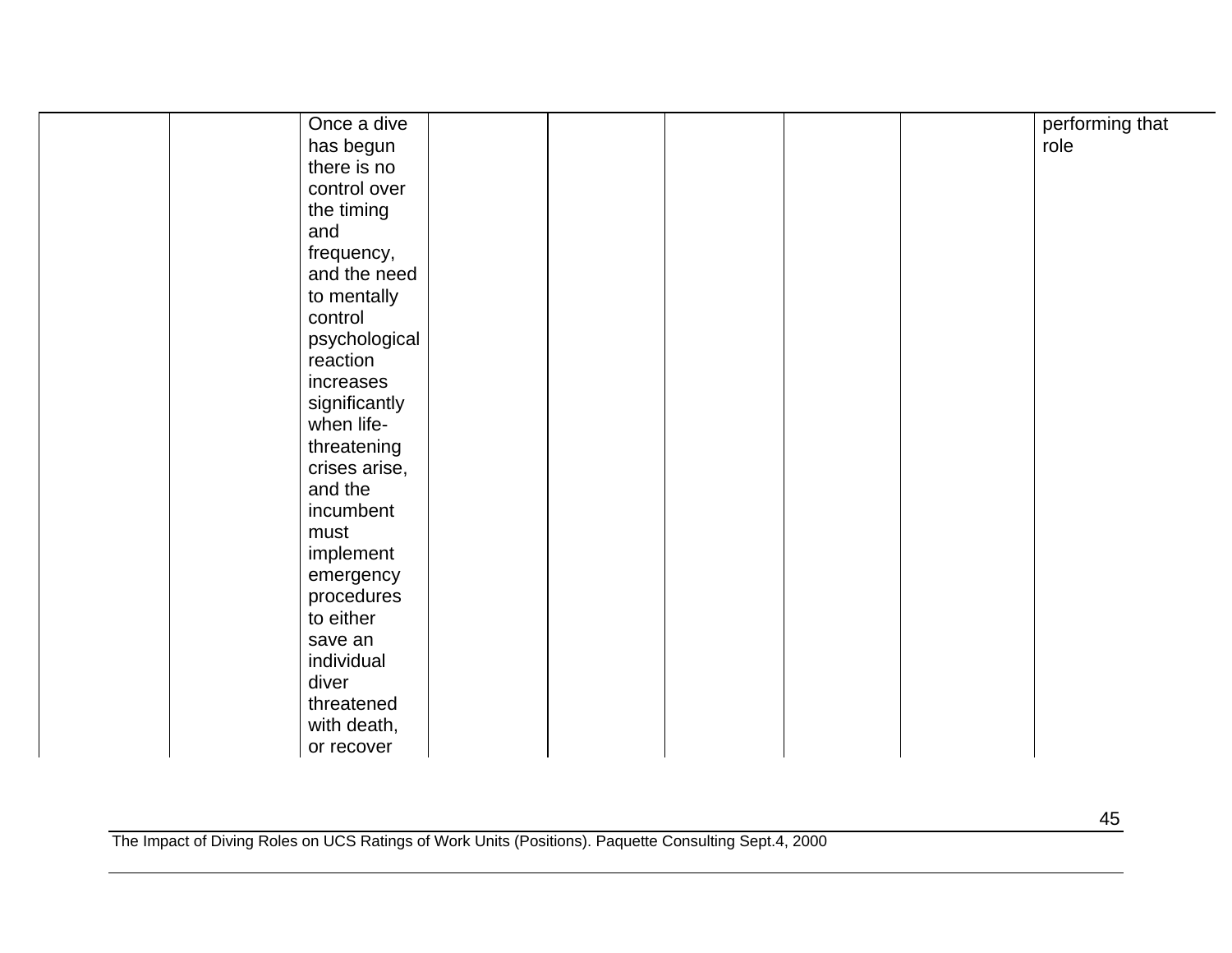| | | | | | | | | |
|---|---|---|---|---|---|---|---|---|
| | | Once a dive has begun there is no control over the timing and frequency, and the need to mentally control psychological reaction increases significantly when life-threatening crises arise, and the incumbent must implement emergency procedures to either save an individual diver threatened with death, or recover | | | | | | performing that role |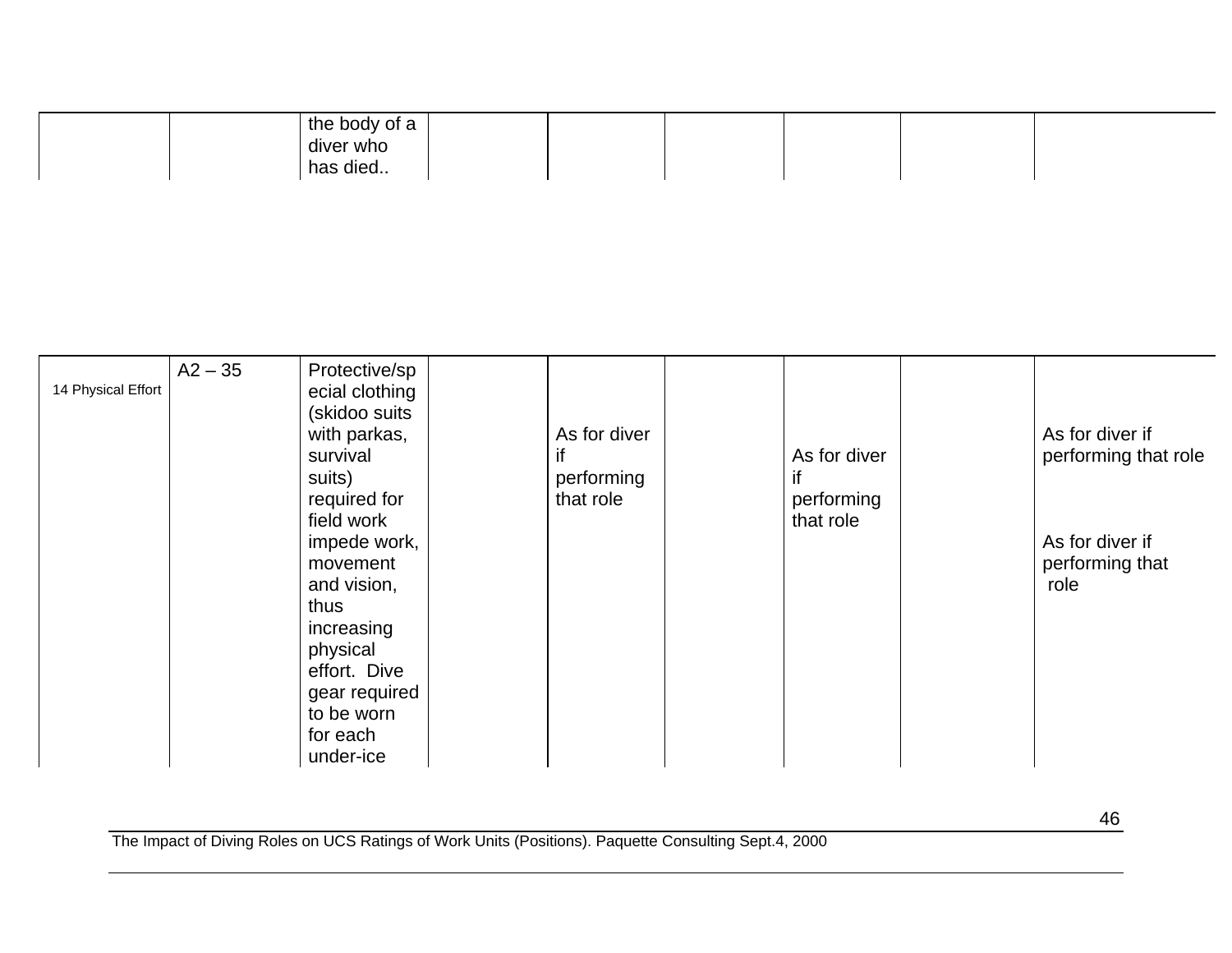| | | | | | | | | |
|---|---|---|---|---|---|---|---|---|
| | | the body of a diver who has died.. | | | | | | |

| | | | | | | | | |
|---|---|---|---|---|---|---|---|---|
| 14 Physical Effort | A2 – 35 | Protective/special clothing (skidoo suits with parkas, survival suits) required for field work impede work, movement and vision, thus increasing physical effort. Dive gear required to be worn for each under-ice | | As for diver if performing that role | | As for diver if performing that role | | As for diver if performing that role<br><br>As for diver if performing that role |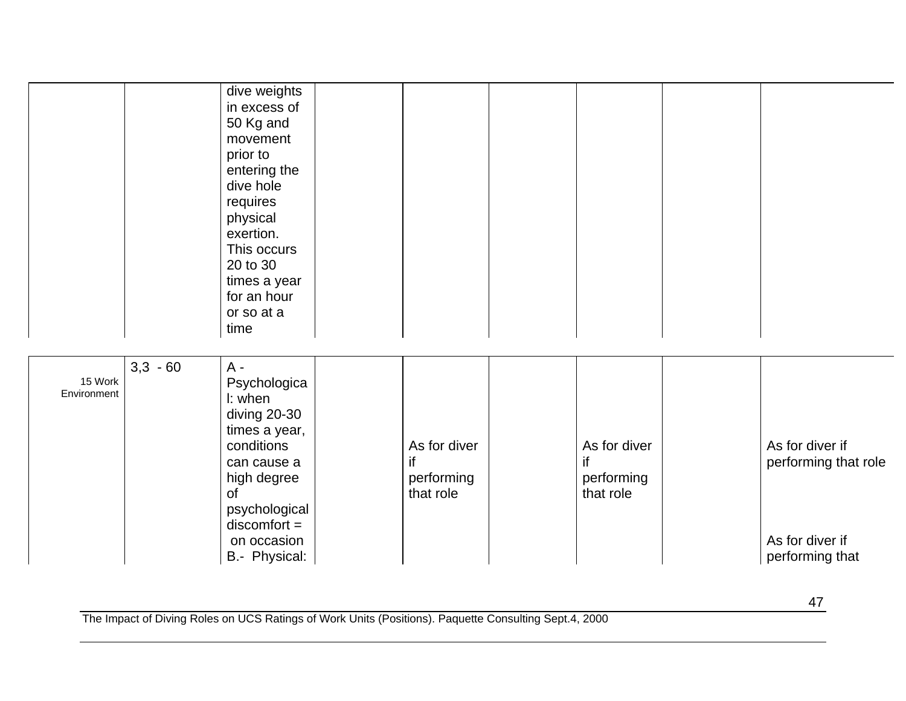| | | | | | | | | |
|---|---|---|---|---|---|---|---|---|
| | | dive weights in excess of 50 Kg and movement prior to entering the dive hole requires physical exertion. This occurs 20 to 30 times a year for an hour or so at a time | | | | | | |
| 15 Work Environment | 3,3 - 60 | A - Psychological: when diving 20-30 times a year, conditions can cause a high degree of psychological discomfort = on occasion<br>B.- Physical: | | As for diver if performing that role | | As for diver if performing that role | | As for diver if performing that role<br><br>As for diver if performing that |

The Impact of Diving Roles on UCS Ratings of Work Units (Positions). Paquette Consulting Sept.4, 2000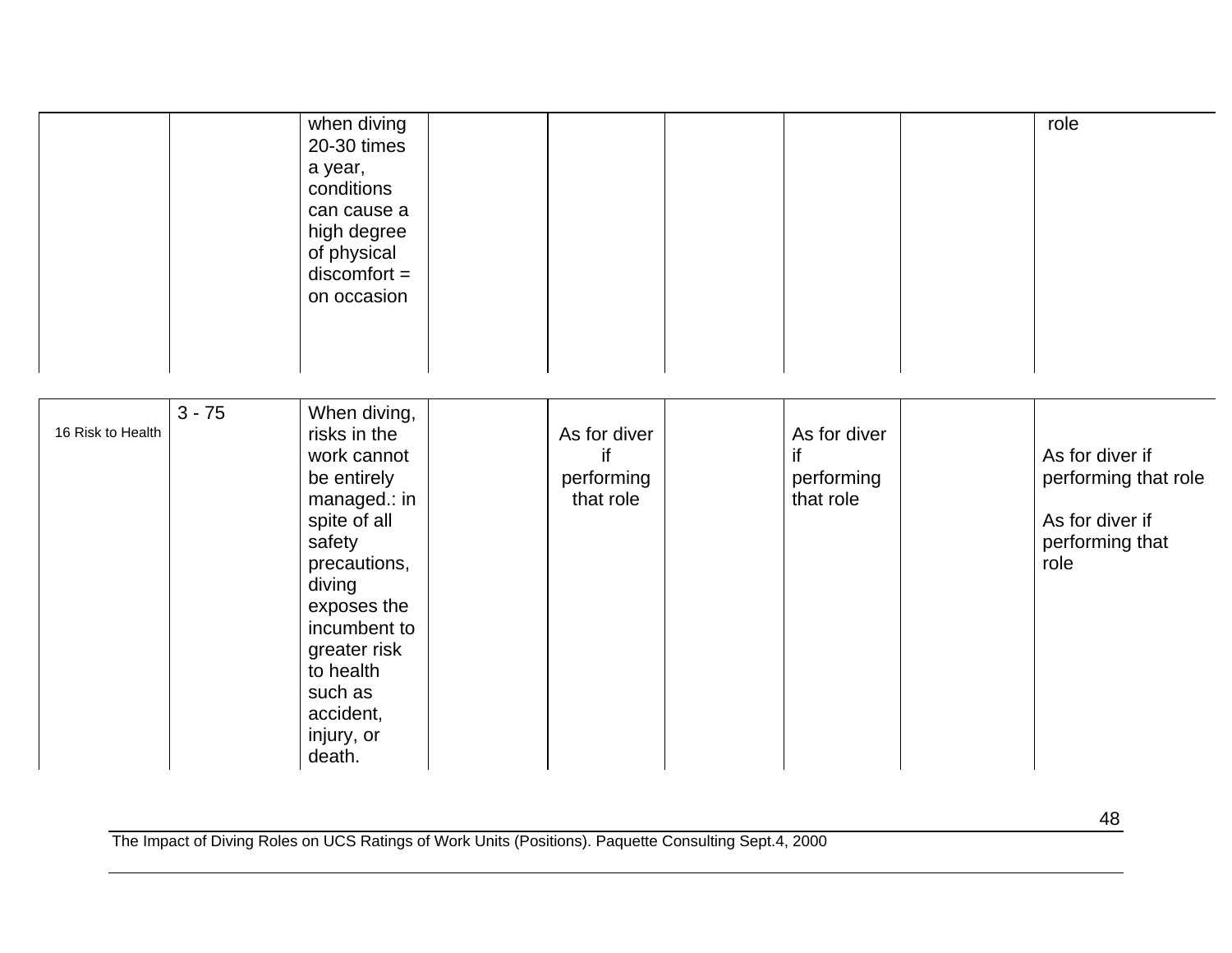| | | | | | | | | |
|---|---|---|---|---|---|---|---|---|
| | | when diving 20-30 times a year, conditions can cause a high degree of physical discomfort = on occasion | | | | | | role |
| 16 Risk to Health | 3 - 75 | When diving, risks in the work cannot be entirely managed.: in spite of all safety precautions, diving exposes the incumbent to greater risk to health such as accident, injury, or death. | | As for diver if performing that role | | As for diver if performing that role | | As for diver if performing that role<br><br>As for diver if performing that role |

The Impact of Diving Roles on UCS Ratings of Work Units (Positions). Paquette Consulting Sept.4, 2000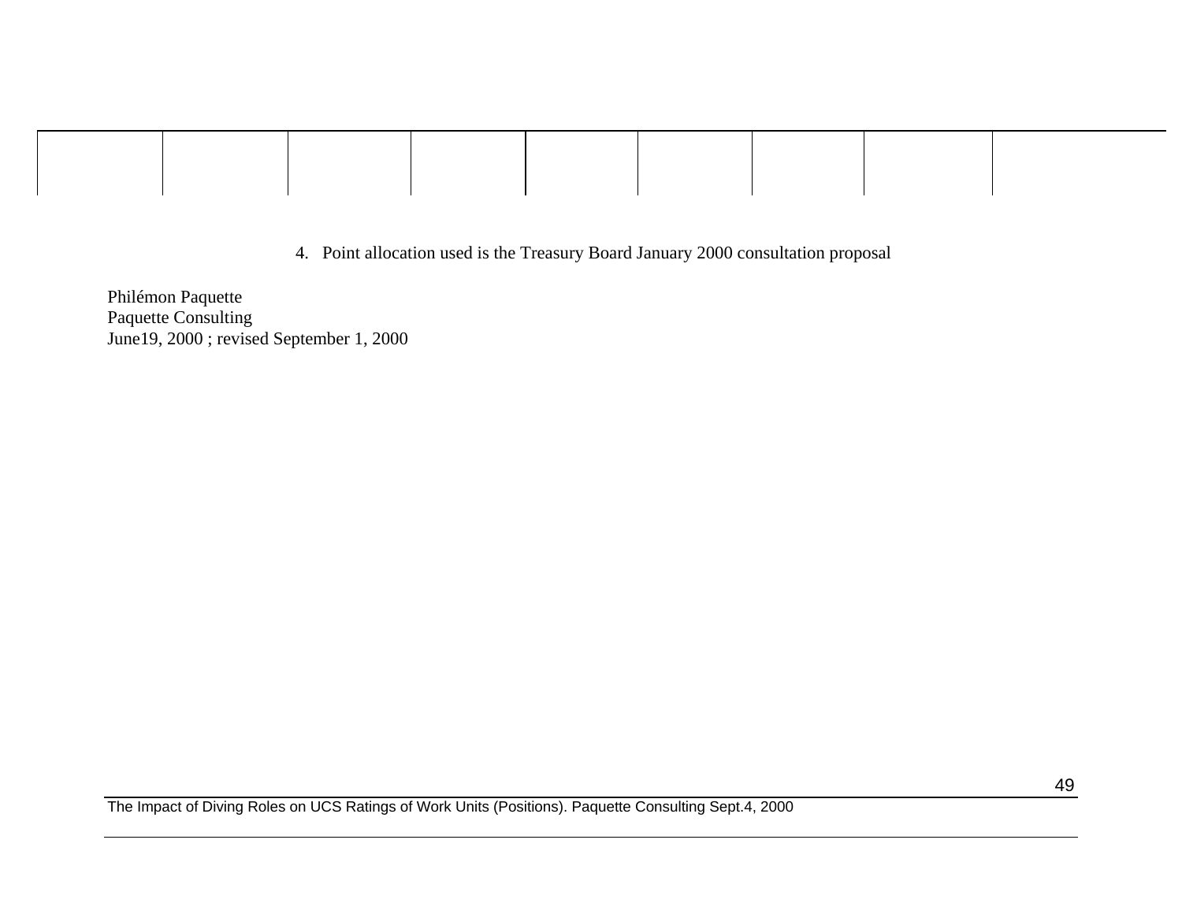| | | | | | | | | |
|---|---|---|---|---|---|---|---|---|
| | | | | | | | | |

4. Point allocation used is the Treasury Board January 2000 consultation proposal

Philémon Paquette
Paquette Consulting
June19, 2000 ; revised September 1, 2000